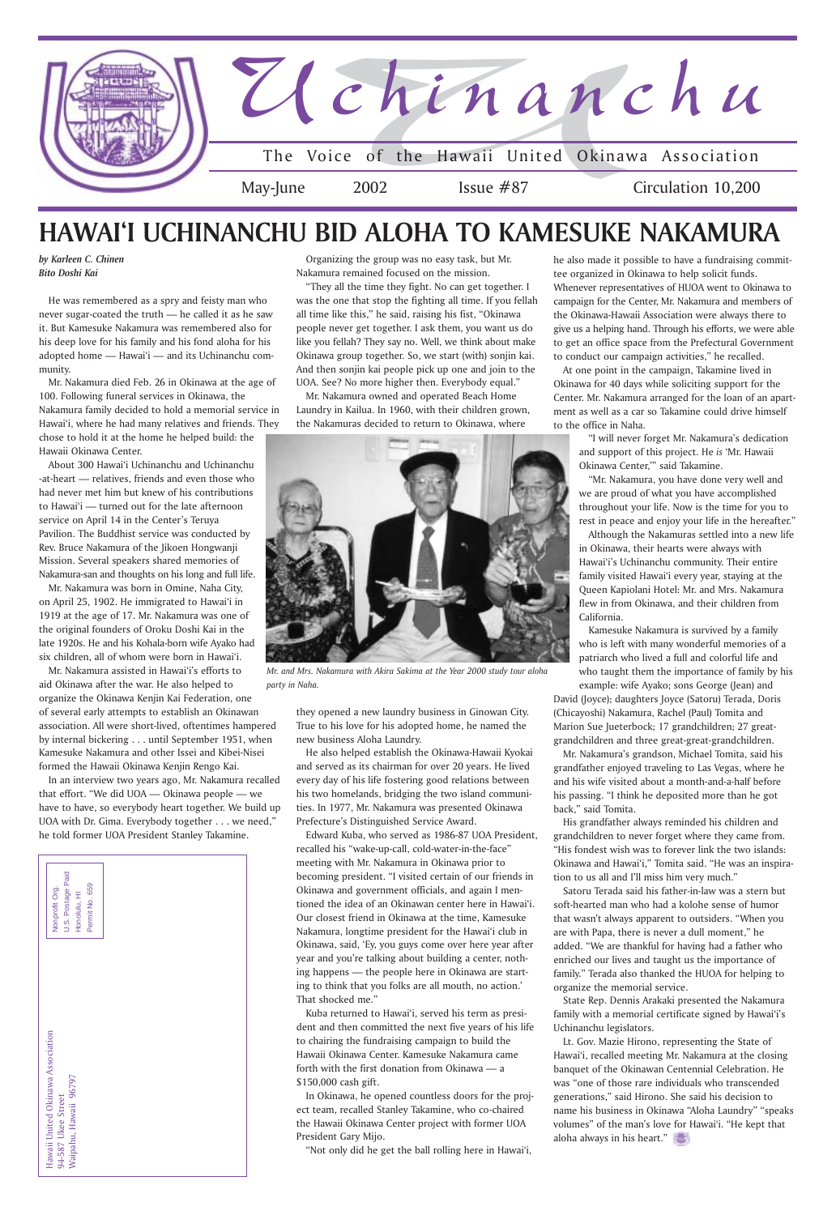# Uchinanchu

The Voice of the Hawaii United Okinawa Association

May-June 2002 | Issue #87 | Circulation 10,200

# HAWAI'I UCHINANCHU BID ALOHA TO KAMESUKE NAKAMURA

*by Karleen C. Chinen*
*Bito Doshi Kai*

He was remembered as a spry and feisty man who never sugar-coated the truth — he called it as he saw it. But Kamesuke Nakamura was remembered also for his deep love for his family and his fond aloha for his adopted home — Hawai'i — and its Uchinanchu community.

Mr. Nakamura died Feb. 26 in Okinawa at the age of 100. Following funeral services in Okinawa, the Nakamura family decided to hold a memorial service in Hawai'i, where he had many relatives and friends. They chose to hold it at the home he helped build: the Hawaii Okinawa Center.

About 300 Hawai'i Uchinanchu and Uchinanchu-at-heart — relatives, friends and even those who had never met him but knew of his contributions to Hawai'i — turned out for the late afternoon service on April 14 in the Center's Teruya Pavilion. The Buddhist service was conducted by Rev. Bruce Nakamura of the Jikoen Hongwanji Mission. Several speakers shared memories of Nakamura-san and thoughts on his long and full life.

Mr. Nakamura was born in Omine, Naha City, on April 25, 1902. He immigrated to Hawai'i in 1919 at the age of 17. Mr. Nakamura was one of the original founders of Oroku Doshi Kai in the late 1920s. He and his Kohala-born wife Ayako had six children, all of whom were born in Hawai'i.

Mr. Nakamura assisted in Hawai'i's efforts to aid Okinawa after the war. He also helped to organize the Okinawa Kenjin Kai Federation, one of several early attempts to establish an Okinawan association. All were short-lived, oftentimes hampered by internal bickering . . . until September 1951, when Kamesuke Nakamura and other Issei and Kibei-Nisei formed the Hawaii Okinawa Kenjin Rengo Kai.

In an interview two years ago, Mr. Nakamura recalled that effort. "We did UOA — Okinawa people — we have to have, so everybody heart together. We build up UOA with Dr. Gima. Everybody together . . . we need," he told former UOA President Stanley Takamine.

Organizing the group was no easy task, but Mr. Nakamura remained focused on the mission.

"They all the time they fight. No can get together. I was the one that stop the fighting all time. If you fellah all time like this," he said, raising his fist, "Okinawa people never get together. I ask them, you want us do like you fellah? They say no. Well, we think about make Okinawa group together. So, we start (with) sonjin kai. And then sonjin kai people pick up one and join to the UOA. See? No more higher then. Everybody equal."

Mr. Nakamura owned and operated Beach Home Laundry in Kailua. In 1960, with their children grown, the Nakamuras decided to return to Okinawa, where they opened a new laundry business in Ginowan City. True to his love for his adopted home, he named the new business Aloha Laundry.

He also helped establish the Okinawa-Hawaii Kyokai and served as its chairman for over 20 years. He lived every day of his life fostering good relations between his two homelands, bridging the two island communities. In 1977, Mr. Nakamura was presented Okinawa Prefecture's Distinguished Service Award.

Edward Kuba, who served as 1986-87 UOA President, recalled his "wake-up-call, cold-water-in-the-face" meeting with Mr. Nakamura in Okinawa prior to becoming president. "I visited certain of our friends in Okinawa and government officials, and again I mentioned the idea of an Okinawan center here in Hawai'i. Our closest friend in Okinawa at the time, Kamesuke Nakamura, longtime president for the Hawai'i club in Okinawa, said, 'Ey, you guys come over here year after year and you're talking about building a center, nothing happens — the people here in Okinawa are starting to think that you folks are all mouth, no action.' That shocked me."

Kuba returned to Hawai'i, served his term as president and then committed the next five years of his life to chairing the fundraising campaign to build the Hawaii Okinawa Center. Kamesuke Nakamura came forth with the first donation from Okinawa — a $150,000 cash gift.

In Okinawa, he opened countless doors for the project team, recalled Stanley Takamine, who co-chaired the Hawaii Okinawa Center project with former UOA President Gary Mijo.

"Not only did he get the ball rolling here in Hawai'i, he also made it possible to have a fundraising committee organized in Okinawa to help solicit funds. Whenever representatives of HUOA went to Okinawa to campaign for the Center, Mr. Nakamura and members of the Okinawa-Hawaii Association were always there to give us a helping hand. Through his efforts, we were able to get an office space from the Prefectural Government to conduct our campaign activities," he recalled.

At one point in the campaign, Takamine lived in Okinawa for 40 days while soliciting support for the Center. Mr. Nakamura arranged for the loan of an apartment as well as a car so Takamine could drive himself to the office in Naha.

"I will never forget Mr. Nakamura's dedication and support of this project. He *is* 'Mr. Hawaii Okinawa Center,'" said Takamine.

"Mr. Nakamura, you have done very well and we are proud of what you have accomplished throughout your life. Now is the time for you to rest in peace and enjoy your life in the hereafter."

Mr. and Mrs. Nakamura with Akira Sakima at the Year 2000 study tour aloha party in Naha.

Although the Nakamuras settled into a new life in Okinawa, their hearts were always with Hawai'i's Uchinanchu community. Their entire family visited Hawai'i every year, staying at the Queen Kapiolani Hotel: Mr. and Mrs. Nakamura flew in from Okinawa, and their children from California.

Kamesuke Nakamura is survived by a family who is left with many wonderful memories of a patriarch who lived a full and colorful life and who taught them the importance of family by his example: wife Ayako; sons George (Jean) and David (Joyce); daughters Joyce (Satoru) Terada, Doris (Chicayoshi) Nakamura, Rachel (Paul) Tomita and Marion Sue Jueterbock; 17 grandchildren; 27 great-grandchildren and three great-great-grandchildren.

Mr. Nakamura's grandson, Michael Tomita, said his grandfather enjoyed traveling to Las Vegas, where he and his wife visited about a month-and-a-half before his passing. "I think he deposited more than he got back," said Tomita.

His grandfather always reminded his children and grandchildren to never forget where they came from. "His fondest wish was to forever link the two islands: Okinawa and Hawai'i," Tomita said. "He was an inspiration to us all and I'll miss him very much."

Satoru Terada said his father-in-law was a stern but soft-hearted man who had a kolohe sense of humor that wasn't always apparent to outsiders. "When you are with Papa, there is never a dull moment," he added. "We are thankful for having had a father who enriched our lives and taught us the importance of family." Terada also thanked the HUOA for helping to organize the memorial service.

State Rep. Dennis Arakaki presented the Nakamura family with a memorial certificate signed by Hawai'i's Uchinanchu legislators.

Lt. Gov. Mazie Hirono, representing the State of Hawai'i, recalled meeting Mr. Nakamura at the closing banquet of the Okinawan Centennial Celebration. He was "one of those rare individuals who transcended generations," said Hirono. She said his decision to name his business in Okinawa "Aloha Laundry" "speaks volumes" of the man's love for Hawai'i. "He kept that aloha always in his heart."

Nonprofit Org.
U.S. Postage Paid
Honolulu, HI
Permit No. 659

Hawaii United Okinawa Association
94-587 Ukee Street
Waipahu, Hawaii 96797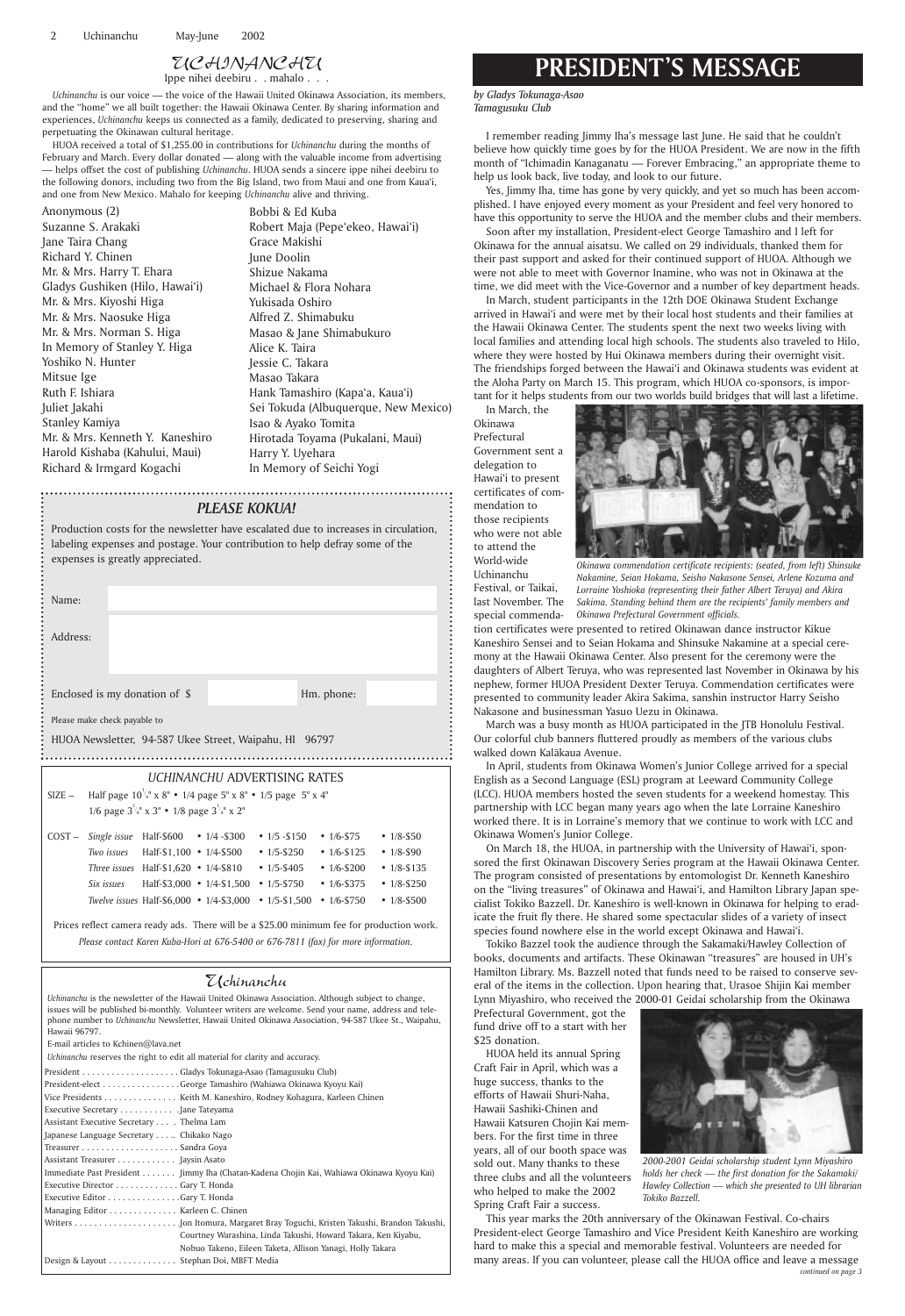# UCHINANCHU

Ippe nihei deebiru . . mahalo . . .

*Uchinanchu* is our voice — the voice of the Hawaii United Okinawa Association, its members, and the "home" we all built together: the Hawaii Okinawa Center. By sharing information and experiences, *Uchinanchu* keeps us connected as a family, dedicated to preserving, sharing and perpetuating the Okinawan cultural heritage.

HUOA received a total of $1,255.00 in contributions for *Uchinanchu* during the months of February and March. Every dollar donated — along with the valuable income from advertising — helps offset the cost of publishing *Uchinanchu*. HUOA sends a sincere ippe nihei deebiru to the following donors, including two from the Big Island, two from Maui and one from Kaua'i, and one from New Mexico. Mahalo for keeping *Uchinanchu* alive and thriving.

Anonymous (2)
Suzanne S. Arakaki
Jane Taira Chang
Richard Y. Chinen
Mr. & Mrs. Harry T. Ehara
Gladys Gushiken (Hilo, Hawai'i)
Mr. & Mrs. Kiyoshi Higa
Mr. & Mrs. Naosuke Higa
Mr. & Mrs. Norman S. Higa
In Memory of Stanley Y. Higa
Yoshiko N. Hunter
Mitsue Ige
Ruth F. Ishiara
Juliet Jakahi
Stanley Kamiya
Mr. & Mrs. Kenneth Y. Kaneshiro
Harold Kishaba (Kahului, Maui)
Richard & Irmgard Kogachi
Bobbi & Ed Kuba
Robert Maja (Pepe'ekeo, Hawai'i)
Grace Makishi
June Doolin
Shizue Nakama
Michael & Flora Nohara
Yukisada Oshiro
Alfred Z. Shimabuku
Masao & Jane Shimabukuro
Alice K. Taira
Jessie C. Takara
Masao Takara
Hank Tamashiro (Kapa'a, Kaua'i)
Sei Tokuda (Albuquerque, New Mexico)
Isao & Ayako Tomita
Hirotada Toyama (Pukalani, Maui)
Harry Y. Uyehara
In Memory of Seichi Yogi

## PLEASE KOKUA!

Production costs for the newsletter have escalated due to increases in circulation, labeling expenses and postage. Your contribution to help defray some of the expenses is greatly appreciated.

Name:

Address:

Enclosed is my donation of $ &nbsp;&nbsp;&nbsp; Hm. phone:

Please make check payable to

HUOA Newsletter, 94-587 Ukee Street, Waipahu, HI 96797

## UCHINANCHU ADVERTISING RATES

SIZE – Half page 10¼" x 8" • 1/4 page 5" x 8" • 1/5 page 5" x 4"
1/6 page 3¼" x 3" • 1/8 page 3¼" x 2"

| | | | | | | |
|---|---|---|---|---|---|---|
| COST – | *Single issue* | Half-$600 | • 1/4 -$300 | • 1/5 -$150 | • 1/6-$75 | • 1/8-$50 |
| | *Two issues* | Half-$1,100 | • 1/4-$500 | • 1/5-$250 | • 1/6-$125 | • 1/8-$90 |
| | *Three issues* | Half-$1,620 | • 1/4-$810 | • 1/5-$405 | • 1/6-$200 | • 1/8-$135 |
| | *Six issues* | Half-$3,000 | • 1/4-$1,500 | • 1/5-$750 | • 1/6-$375 | • 1/8-$250 |
| | *Twelve issues* | Half-$6,000 | • 1/4-$3,000 | • 1/5-$1,500 | • 1/6-$750 | • 1/8-$500 |

Prices reflect camera ready ads. There will be a $25.00 minimum fee for production work.
*Please contact Karen Kuba-Hori at 676-5400 or 676-7811 (fax) for more information.*

## Uchinanchu

*Uchinanchu* is the newsletter of the Hawaii United Okinawa Association. Although subject to change, issues will be published bi-monthly. Volunteer writers are welcome. Send your name, address and telephone number to *Uchinanchu* Newsletter, Hawaii United Okinawa Association, 94-587 Ukee St., Waipahu, Hawaii 96797.

E-mail articles to Kchinen@lava.net

*Uchinanchu* reserves the right to edit all material for clarity and accuracy.

President . . . . . Gladys Tokunaga-Asao (Tamagusuku Club)
President-elect . . . . . George Tamashiro (Wahiawa Okinawa Kyoyu Kai)
Vice Presidents . . . . . Keith M. Kaneshiro, Rodney Kohagura, Karleen Chinen
Executive Secretary . . . . . Jane Tateyama
Assistant Executive Secretary . . . . . Thelma Lam
Japanese Language Secretary . . . . . Chikako Nago
Treasurer . . . . . Sandra Goya
Assistant Treasurer . . . . . Jaysin Asato
Immediate Past President . . . . . Jimmy Iha (Chatan-Kadena Chojin Kai, Wahiawa Okinawa Kyoyu Kai)
Executive Director . . . . . Gary T. Honda
Executive Editor . . . . . Gary T. Honda
Managing Editor . . . . . Karleen C. Chinen
Writers . . . . . Jon Itomura, Margaret Bray Toguchi, Kristen Takushi, Brandon Takushi, Courtney Warashina, Linda Takushi, Howard Takara, Ken Kiyabu, Nobuo Takeno, Eileen Taketa, Allison Yanagi, Holly Takara
Design & Layout . . . . . Stephan Doi, MBFT Media

# PRESIDENT'S MESSAGE

*by Gladys Tokunaga-Asao*
*Tamagusuku Club*

I remember reading Jimmy Iha's message last June. He said that he couldn't believe how quickly time goes by for the HUOA President. We are now in the fifth month of "Ichimadin Kanaganatu — Forever Embracing," an appropriate theme to help us look back, live today, and look to our future.

Yes, Jimmy Iha, time has gone by very quickly, and yet so much has been accomplished. I have enjoyed every moment as your President and feel very honored to have this opportunity to serve the HUOA and the member clubs and their members.

Soon after my installation, President-elect George Tamashiro and I left for Okinawa for the annual aisatsu. We called on 29 individuals, thanked them for their past support and asked for their continued support of HUOA. Although we were not able to meet with Governor Inamine, who was not in Okinawa at the time, we did meet with the Vice-Governor and a number of key department heads.

In March, student participants in the 12th DOE Okinawa Student Exchange arrived in Hawai'i and were met by their local host students and their families at the Hawaii Okinawa Center. The students spent the next two weeks living with local families and attending local high schools. The students also traveled to Hilo, where they were hosted by Hui Okinawa members during their overnight visit. The friendships forged between the Hawai'i and Okinawa students was evident at the Aloha Party on March 15. This program, which HUOA co-sponsors, is important for it helps students from our two worlds build bridges that will last a lifetime.

In March, the Okinawa Prefectural Government sent a delegation to Hawai'i to present certificates of commendation to those recipients who were not able to attend the World-wide Uchinanchu Festival, or Taikai, last November. The special commendation certificates were presented to retired Okinawan dance instructor Kikue Kaneshiro Sensei and to Seian Hokama and Shinsuke Nakamine at a special ceremony at the Hawaii Okinawa Center. Also present for the ceremony were the daughters of Albert Teruya, who was represented last November in Okinawa by his nephew, former HUOA President Dexter Teruya. Commendation certificates were presented to community leader Akira Sakima, sanshin instructor Harry Seisho Nakasone and businessman Yasuo Uezu in Okinawa.

*Okinawa commendation certificate recipients: (seated, from left) Shinsuke Nakamine, Seian Hokama, Seisho Nakasone Sensei, Arlene Kozuma and Lorraine Yoshioka (representing their father Albert Teruya) and Akira Sakima. Standing behind them are the recipients' family members and Okinawa Prefectural Government officials.*

March was a busy month as HUOA participated in the JTB Honolulu Festival. Our colorful club banners fluttered proudly as members of the various clubs walked down Kalākaua Avenue.

In April, students from Okinawa Women's Junior College arrived for a special English as a Second Language (ESL) program at Leeward Community College (LCC). HUOA members hosted the seven students for a weekend homestay. This partnership with LCC began many years ago when the late Lorraine Kaneshiro worked there. It is in Lorraine's memory that we continue to work with LCC and Okinawa Women's Junior College.

On March 18, the HUOA, in partnership with the University of Hawai'i, sponsored the first Okinawan Discovery Series program at the Hawaii Okinawa Center. The program consisted of presentations by entomologist Dr. Kenneth Kaneshiro on the "living treasures" of Okinawa and Hawai'i, and Hamilton Library Japan specialist Tokiko Bazzell. Dr. Kaneshiro is well-known in Okinawa for helping to eradicate the fruit fly there. He shared some spectacular slides of a variety of insect species found nowhere else in the world except Okinawa and Hawai'i.

Tokiko Bazzel took the audience through the Sakamaki/Hawley Collection of books, documents and artifacts. These Okinawan "treasures" are housed in UH's Hamilton Library. Ms. Bazzell noted that funds need to be raised to conserve several of the items in the collection. Upon hearing that, Urasoe Shijin Kai member Lynn Miyashiro, who received the 2000-01 Geidai scholarship from the Okinawa Prefectural Government, got the fund drive off to a start with her $25 donation.

*2000-2001 Geidai scholarship student Lynn Miyashiro holds her check — the first donation for the Sakamaki/Hawley Collection — which she presented to UH librarian Tokiko Bazzell.*

HUOA held its annual Spring Craft Fair in April, which was a huge success, thanks to the efforts of Hawaii Shuri-Naha, Hawaii Sashiki-Chinen and Hawaii Katsuren Chojin Kai members. For the first time in three years, all of our booth space was sold out. Many thanks to these three clubs and all the volunteers who helped to make the 2002 Spring Craft Fair a success.

This year marks the 20th anniversary of the Okinawan Festival. Co-chairs President-elect George Tamashiro and Vice President Keith Kaneshiro are working hard to make this a special and memorable festival. Volunteers are needed for many areas. If you can volunteer, please call the HUOA office and leave a message

*continued on page 3*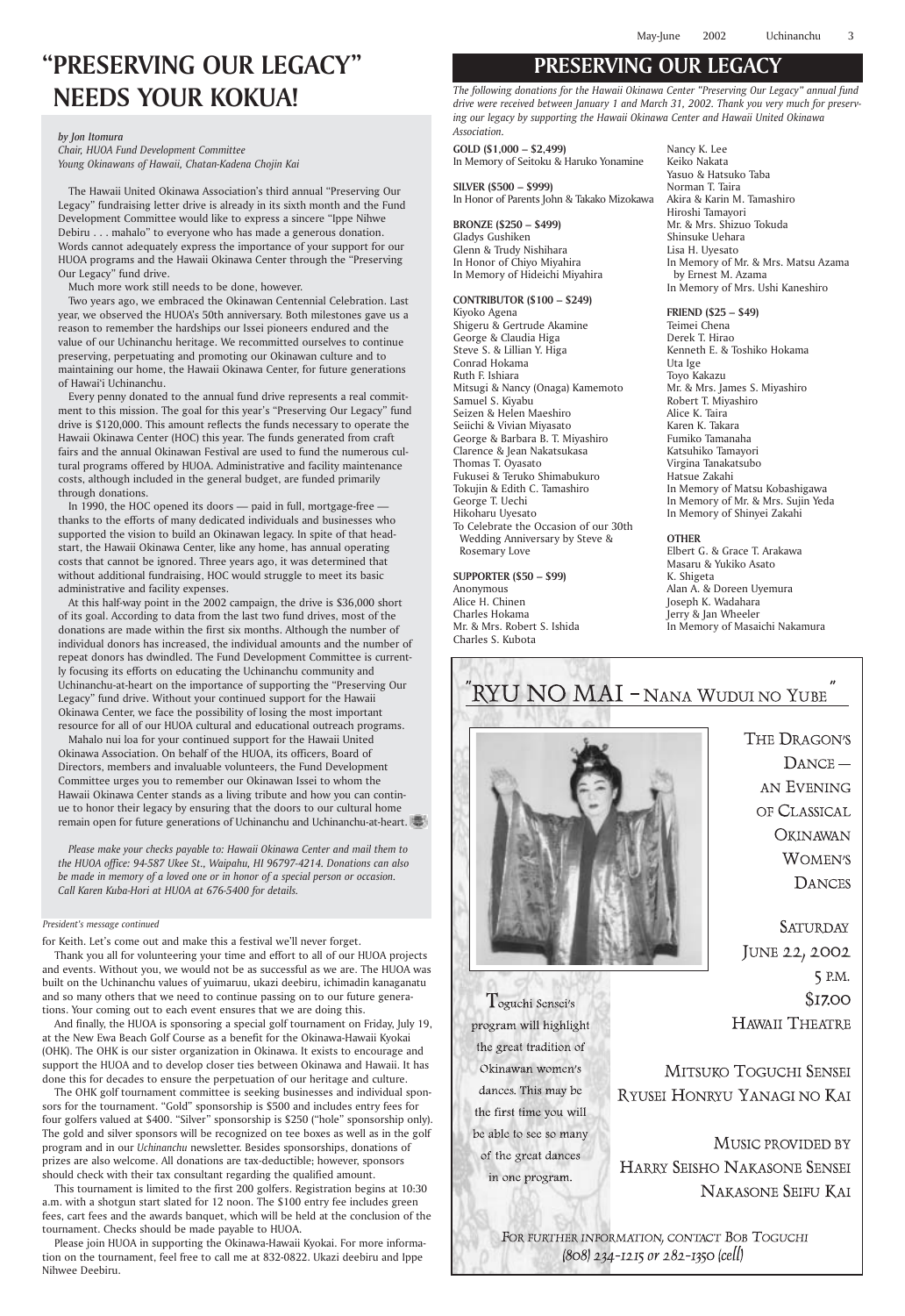# "PRESERVING OUR LEGACY" NEEDS YOUR KOKUA!

*by Jon Itomura*
*Chair, HUOA Fund Development Committee*
*Young Okinawans of Hawaii, Chatan-Kadena Chojin Kai*

The Hawaii United Okinawa Association's third annual "Preserving Our Legacy" fundraising letter drive is already in its sixth month and the Fund Development Committee would like to express a sincere "Ippe Nihwe Debiru . . . mahalo" to everyone who has made a generous donation. Words cannot adequately express the importance of your support for our HUOA programs and the Hawaii Okinawa Center through the "Preserving Our Legacy" fund drive.

Much more work still needs to be done, however.

Two years ago, we embraced the Okinawan Centennial Celebration. Last year, we observed the HUOA's 50th anniversary. Both milestones gave us a reason to remember the hardships our Issei pioneers endured and the value of our Uchinanchu heritage. We recommitted ourselves to continue preserving, perpetuating and promoting our Okinawan culture and to maintaining our home, the Hawaii Okinawa Center, for future generations of Hawai'i Uchinanchu.

Every penny donated to the annual fund drive represents a real commitment to this mission. The goal for this year's "Preserving Our Legacy" fund drive is $120,000. This amount reflects the funds necessary to operate the Hawaii Okinawa Center (HOC) this year. The funds generated from craft fairs and the annual Okinawan Festival are used to fund the numerous cultural programs offered by HUOA. Administrative and facility maintenance costs, although included in the general budget, are funded primarily through donations.

In 1990, the HOC opened its doors — paid in full, mortgage-free — thanks to the efforts of many dedicated individuals and businesses who supported the vision to build an Okinawan legacy. In spite of that head-start, the Hawaii Okinawa Center, like any home, has annual operating costs that cannot be ignored. Three years ago, it was determined that without additional fundraising, HOC would struggle to meet its basic administrative and facility expenses.

At this half-way point in the 2002 campaign, the drive is $36,000 short of its goal. According to data from the last two fund drives, most of the donations are made within the first six months. Although the number of individual donors has increased, the individual amounts and the number of repeat donors has dwindled. The Fund Development Committee is currently focusing its efforts on educating the Uchinanchu community and Uchinanchu-at-heart on the importance of supporting the "Preserving Our Legacy" fund drive. Without your continued support for the Hawaii Okinawa Center, we face the possibility of losing the most important resource for all of our HUOA cultural and educational outreach programs.

Mahalo nui loa for your continued support for the Hawaii United Okinawa Association. On behalf of the HUOA, its officers, Board of Directors, members and invaluable volunteers, the Fund Development Committee urges you to remember our Okinawan Issei to whom the Hawaii Okinawa Center stands as a living tribute and how you can continue to honor their legacy by ensuring that the doors to our cultural home remain open for future generations of Uchinanchu and Uchinanchu-at-heart.

*Please make your checks payable to: Hawaii Okinawa Center and mail them to the HUOA office: 94-587 Ukee St., Waipahu, HI 96797-4214. Donations can also be made in memory of a loved one or in honor of a special person or occasion. Call Karen Kuba-Hori at HUOA at 676-5400 for details.*

*President's message continued*

for Keith. Let's come out and make this a festival we'll never forget.

Thank you all for volunteering your time and effort to all of our HUOA projects and events. Without you, we would not be as successful as we are. The HUOA was built on the Uchinanchu values of yuimaruu, ukazi deebiru, ichimadin kanaganatu and so many others that we need to continue passing on to our future generations. Your coming out to each event ensures that we are doing this.

And finally, the HUOA is sponsoring a special golf tournament on Friday, July 19, at the New Ewa Beach Golf Course as a benefit for the Okinawa-Hawaii Kyokai (OHK). The OHK is our sister organization in Okinawa. It exists to encourage and support the HUOA and to develop closer ties between Okinawa and Hawaii. It has done this for decades to ensure the perpetuation of our heritage and culture.

The OHK golf tournament committee is seeking businesses and individual sponsors for the tournament. "Gold" sponsorship is $500 and includes entry fees for four golfers valued at $400. "Silver" sponsorship is $250 ("hole" sponsorship only). The gold and silver sponsors will be recognized on tee boxes as well as in the golf program and in our *Uchinanchu* newsletter. Besides sponsorships, donations of prizes are also welcome. All donations are tax-deductible; however, sponsors should check with their tax consultant regarding the qualified amount.

This tournament is limited to the first 200 golfers. Registration begins at 10:30 a.m. with a shotgun start slated for 12 noon. The $100 entry fee includes green fees, cart fees and the awards banquet, which will be held at the conclusion of the tournament. Checks should be made payable to HUOA.

Please join HUOA in supporting the Okinawa-Hawaii Kyokai. For more information on the tournament, feel free to call me at 832-0822. Ukazi deebiru and Ippe Nihwee Deebiru.

# PRESERVING OUR LEGACY

*The following donations for the Hawaii Okinawa Center "Preserving Our Legacy" annual fund drive were received between January 1 and March 31, 2002. Thank you very much for preserving our legacy by supporting the Hawaii Okinawa Center and Hawaii United Okinawa Association.*

**GOLD ($1,000 – $2,499)**
In Memory of Seitoku & Haruko Yonamine

**SILVER ($500 – $999)**
In Honor of Parents John & Takako Mizokawa

**BRONZE ($250 – $499)**
Gladys Gushiken
Glenn & Trudy Nishihara
In Honor of Chiyo Miyahira
In Memory of Hideichi Miyahira

**CONTRIBUTOR ($100 – $249)**
Kiyoko Agena
Shigeru & Gertrude Akamine
George & Claudia Higa
Steve S. & Lillian Y. Higa
Conrad Hokama
Ruth F. Ishiara
Mitsugi & Nancy (Onaga) Kamemoto
Samuel S. Kiyabu
Seizen & Helen Maeshiro
Seiichi & Vivian Miyasato
George & Barbara B. T. Miyashiro
Clarence & Jean Nakatsukasa
Thomas T. Oyasato
Fukusei & Teruko Shimabukuro
Tokujin & Edith C. Tamashiro
George T. Uechi
Hikoharu Uyesato
To Celebrate the Occasion of our 30th Wedding Anniversary by Steve & Rosemary Love

**SUPPORTER ($50 – $99)**
Anonymous
Alice H. Chinen
Charles Hokama
Mr. & Mrs. Robert S. Ishida
Charles S. Kubota
Nancy K. Lee
Keiko Nakata
Yasuo & Hatsuko Taba
Norman T. Taira
Akira & Karin M. Tamashiro
Hiroshi Tamayori
Mr. & Mrs. Shizuo Tokuda
Shinsuke Uehara
Lisa H. Uyesato
In Memory of Mr. & Mrs. Matsu Azama by Ernest M. Azama
In Memory of Mrs. Ushi Kaneshiro

**FRIEND ($25 – $49)**
Teimei Chena
Derek T. Hirao
Kenneth E. & Toshiko Hokama
Uta Ige
Toyo Kakazu
Mr. & Mrs. James S. Miyashiro
Robert T. Miyashiro
Alice K. Taira
Karen K. Takara
Fumiko Tamanaha
Katsuhiko Tamayori
Virgina Tanakatsubo
Hatsue Zakahi
In Memory of Matsu Kobashigawa
In Memory of Mr. & Mrs. Sujin Yeda
In Memory of Shinyei Zakahi

**OTHER**
Elbert G. & Grace T. Arakawa
Masaru & Yukiko Asato
K. Shigeta
Alan A. & Doreen Uyemura
Joseph K. Wadahara
Jerry & Jan Wheeler
In Memory of Masaichi Nakamura

## "RYU NO MAI – NANA WUDUI NO YUBE"

THE DRAGON'S DANCE — AN EVENING OF CLASSICAL OKINAWAN WOMEN'S DANCES

SATURDAY
JUNE 22, 2002
5 P.M.
$17.00
HAWAII THEATRE

Toguchi Sensei's program will highlight the great tradition of Okinawan women's dances. This may be the first time you will be able to see so many of the great dances in one program.

MITSUKO TOGUCHI SENSEI
RYUSEI HONRYU YANAGI NO KAI

MUSIC PROVIDED BY
HARRY SEISHO NAKASONE SENSEI
NAKASONE SEIFU KAI

*FOR FURTHER INFORMATION, CONTACT BOB TOGUCHI (808) 234-1215 or 282-1350 (cell)*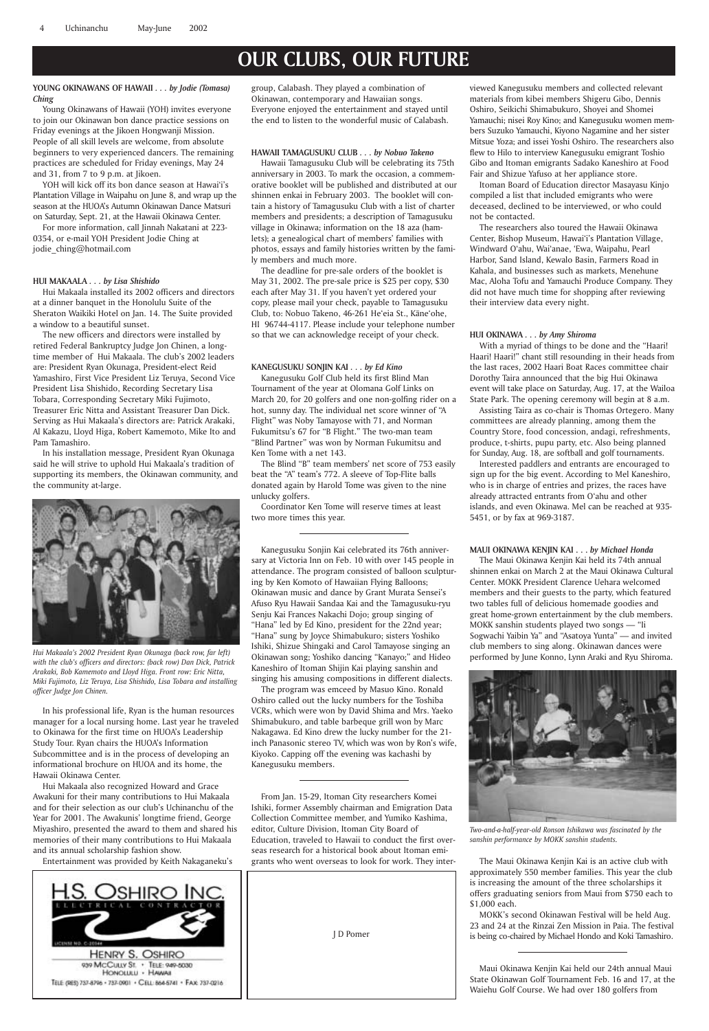# OUR CLUBS, OUR FUTURE

**YOUNG OKINAWANS OF HAWAII . . . *by Jodie (Tomasa) Ching***

Young Okinawans of Hawaii (YOH) invites everyone to join our Okinawan bon dance practice sessions on Friday evenings at the Jikoen Hongwanji Mission. People of all skill levels are welcome, from absolute beginners to very experienced dancers. The remaining practices are scheduled for Friday evenings, May 24 and 31, from 7 to 9 p.m. at Jikoen.

YOH will kick off its bon dance season at Hawai'i's Plantation Village in Waipahu on June 8, and wrap up the season at the HUOA's Autumn Okinawan Dance Matsuri on Saturday, Sept. 21, at the Hawaii Okinawa Center.

For more information, call Jinnah Nakatani at 223-0354, or e-mail YOH President Jodie Ching at jodie_ching@hotmail.com

**HUI MAKAALA . . . *by Lisa Shishido***

Hui Makaala installed its 2002 officers and directors at a dinner banquet in the Honolulu Suite of the Sheraton Waikiki Hotel on Jan. 14. The Suite provided a window to a beautiful sunset.

The new officers and directors were installed by retired Federal Bankruptcy Judge Jon Chinen, a longtime member of Hui Makaala. The club's 2002 leaders are: President Ryan Okunaga, President-elect Reid Yamashiro, First Vice President Liz Teruya, Second Vice President Lisa Shishido, Recording Secretary Lisa Tobara, Corresponding Secretary Miki Fujimoto, Treasurer Eric Nitta and Assistant Treasurer Dan Dick. Serving as Hui Makaala's directors are: Patrick Arakaki, Al Kakazu, Lloyd Higa, Robert Kamemoto, Mike Ito and Pam Tamashiro.

In his installation message, President Ryan Okunaga said he will strive to uphold Hui Makaala's tradition of supporting its members, the Okinawan community, and the community at-large.

*Hui Makaala's 2002 President Ryan Okunaga (back row, far left) with the club's officers and directors: (back row) Dan Dick, Patrick Arakaki, Bob Kamemoto and Lloyd Higa. Front row: Eric Nitta, Miki Fujimoto, Liz Teruya, Lisa Shishido, Lisa Tobara and installing officer Judge Jon Chinen.*

In his professional life, Ryan is the human resources manager for a local nursing home. Last year he traveled to Okinawa for the first time on HUOA's Leadership Study Tour. Ryan chairs the HUOA's Information Subcommittee and is in the process of developing an informational brochure on HUOA and its home, the Hawaii Okinawa Center.

Hui Makaala also recognized Howard and Grace Awakuni for their many contributions to Hui Makaala and for their selection as our club's Uchinanchu of the Year for 2001. The Awakunis' longtime friend, George Miyashiro, presented the award to them and shared his memories of their many contributions to Hui Makaala and its annual scholarship fashion show.

Entertainment was provided by Keith Nakaganeku's group, Calabash. They played a combination of Okinawan, contemporary and Hawaiian songs. Everyone enjoyed the entertainment and stayed until the end to listen to the wonderful music of Calabash.

**HAWAII TAMAGUSUKU CLUB . . . *by Nobuo Takeno***

Hawaii Tamagusuku Club will be celebrating its 75th anniversary in 2003. To mark the occasion, a commemorative booklet will be published and distributed at our shinnen enkai in February 2003. The booklet will contain a history of Tamagusuku Club with a list of charter members and presidents; a description of Tamagusuku village in Okinawa; information on the 18 aza (hamlets); a genealogical chart of members' families with photos, essays and family histories written by the family members and much more.

The deadline for pre-sale orders of the booklet is May 31, 2002. The pre-sale price is $25 per copy, $30 each after May 31. If you haven't yet ordered your copy, please mail your check, payable to Tamagusuku Club, to: Nobuo Takeno, 46-261 He'eia St., Kāne'ohe, HI 96744-4117. Please include your telephone number so that we can acknowledge receipt of your check.

**KANEGUSUKU SONJIN KAI . . . *by Ed Kino***

Kanegusuku Golf Club held its first Blind Man Tournament of the year at Olomana Golf Links on March 20, for 20 golfers and one non-golfing rider on a hot, sunny day. The individual net score winner of "A Flight" was Noby Tamayose with 71, and Norman Fukumitsu's 67 for "B Flight." The two-man team "Blind Partner" was won by Norman Fukumitsu and Ken Tome with a net 143.

The Blind "B" team members' net score of 753 easily beat the "A" team's 772. A sleeve of Top-Flite balls donated again by Harold Tome was given to the nine unlucky golfers.

Coordinator Ken Tome will reserve times at least two more times this year.

---

Kanegusuku Sonjin Kai celebrated its 76th anniversary at Victoria Inn on Feb. 10 with over 145 people in attendance. The program consisted of balloon sculpturing by Ken Komoto of Hawaiian Flying Balloons; Okinawan music and dance by Grant Murata Sensei's Afuso Ryu Hawaii Sandaa Kai and the Tamagusuku-ryu Senju Kai Frances Nakachi Dojo; group singing of "Hana" led by Ed Kino, president for the 22nd year; "Hana" sung by Joyce Shimabukuro; sisters Yoshiko Ishiki, Shizue Shingaki and Carol Tamayose singing an Okinawan song; Yoshiko dancing "Kanayo;" and Hideo Kaneshiro of Itoman Shijin Kai playing sanshin and singing his amusing compositions in different dialects.

The program was emceed by Masuo Kino. Ronald Oshiro called out the lucky numbers for the Toshiba VCRs, which were won by David Shima and Mrs. Yaeko Shimabukuro, and table barbeque grill won by Marc Nakagawa. Ed Kino drew the lucky number for the 21-inch Panasonic stereo TV, which was won by Ron's wife, Kiyoko. Capping off the evening was kachashi by Kanegusuku members.

---

From Jan. 15-29, Itoman City researchers Komei Ishiki, former Assembly chairman and Emigration Data Collection Committee member, and Yumiko Kashima, editor, Culture Division, Itoman City Board of Education, traveled to Hawaii to conduct the first overseas research for a historical book about Itoman emigrants who went overseas to look for work. They interviewed Kanegusuku members and collected relevant materials from kibei members Shigeru Gibo, Dennis Oshiro, Seikichi Shimabukuro, Shoyei and Shomei Yamauchi; nisei Roy Kino; and Kanegusuku women members Suzuko Yamauchi, Kiyono Nagamine and her sister Mitsue Yoza; and issei Yoshi Oshiro. The researchers also flew to Hilo to interview Kanegusuku emigrant Toshio Gibo and Itoman emigrants Sadako Kaneshiro at Food Fair and Shizue Yafuso at her appliance store.

Itoman Board of Education director Masayasu Kinjo compiled a list that included emigrants who were deceased, declined to be interviewed, or who could not be contacted.

The researchers also toured the Hawaii Okinawa Center, Bishop Museum, Hawai'i's Plantation Village, Windward O'ahu, Wai'anae, 'Ewa, Waipahu, Pearl Harbor, Sand Island, Kewalo Basin, Farmers Road in Kahala, and businesses such as markets, Menehune Mac, Aloha Tofu and Yamauchi Produce Company. They did not have much time for shopping after reviewing their interview data every night.

**HUI OKINAWA . . . *by Amy Shiroma***

With a myriad of things to be done and the "Haari! Haari! Haari!" chant still resounding in their heads from the last races, 2002 Haari Boat Races committee chair Dorothy Taira announced that the big Hui Okinawa event will take place on Saturday, Aug. 17, at the Wailoa State Park. The opening ceremony will begin at 8 a.m.

Assisting Taira as co-chair is Thomas Ortegero. Many committees are already planning, among them the Country Store, food concession, andagi, refreshments, produce, t-shirts, pupu party, etc. Also being planned for Sunday, Aug. 18, are softball and golf tournaments.

Interested paddlers and entrants are encouraged to sign up for the big event. According to Mel Kaneshiro, who is in charge of entries and prizes, the races have already attracted entrants from O'ahu and other islands, and even Okinawa. Mel can be reached at 935-5451, or by fax at 969-3187.

**MAUI OKINAWA KENJIN KAI . . . *by Michael Honda***

The Maui Okinawa Kenjin Kai held its 74th annual shinnen enkai on March 2 at the Maui Okinawa Cultural Center. MOKK President Clarence Uehara welcomed members and their guests to the party, which featured two tables full of delicious homemade goodies and great home-grown entertainment by the club members. MOKK sanshin students played two songs — "Ii Sogwachi Yaibin Ya" and "Asatoya Yunta" — and invited club members to sing along. Okinawan dances were performed by June Konno, Lynn Araki and Ryu Shiroma.

*Two-and-a-half-year-old Ronson Ishikawa was fascinated by the sanshin performance by MOKK sanshin students.*

The Maui Okinawa Kenjin Kai is an active club with approximately 550 member families. This year the club is increasing the amount of the three scholarships it offers graduating seniors from Maui from $750 each to $1,000 each.

MOKK's second Okinawan Festival will be held Aug. 23 and 24 at the Rinzai Zen Mission in Paia. The festival is being co-chaired by Michael Hondo and Koki Tamashiro.

---

Maui Okinawa Kenjin Kai held our 24th annual Maui State Okinawan Golf Tournament Feb. 16 and 17, at the Waiehu Golf Course. We had over 180 golfers from

H.S. OSHIRO INC.
ELECTRICAL CONTRACTOR
LICENSE NO. C-20344
HENRY S. OSHIRO
939 McCULLY ST. • TELE: 949-5030
HONOLULU • HAWAII
TELE: (RES) 737-8796 • 737-0901 • CELL: 864-5741 • FAX: 737-0216

J D Pomer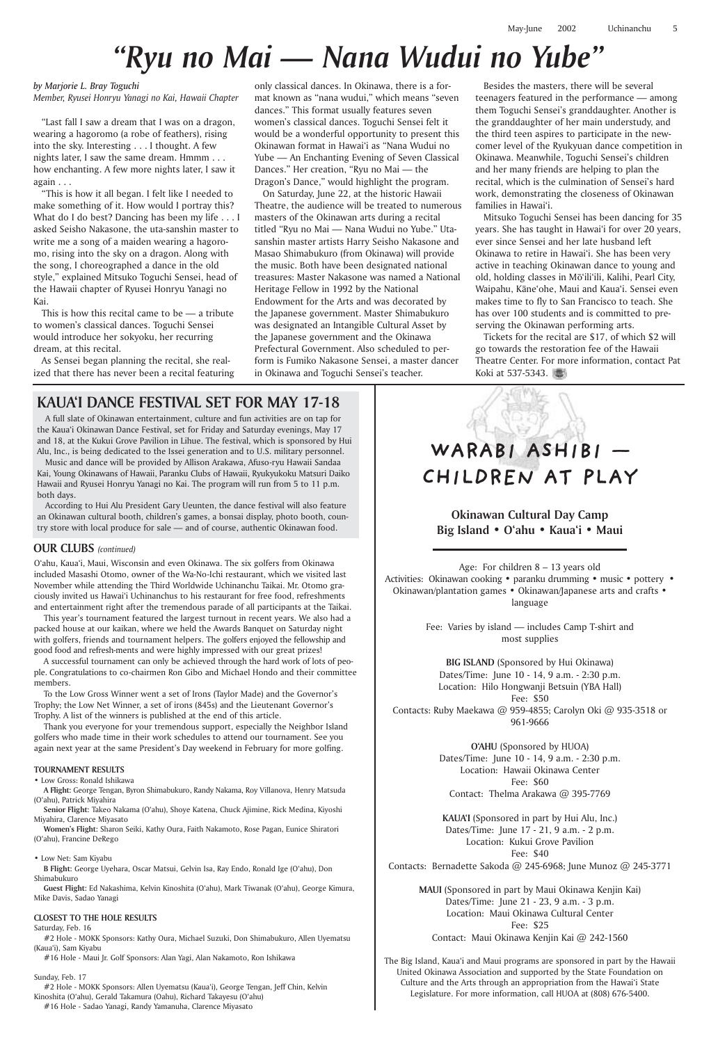# *"Ryu no Mai — Nana Wudui no Yube"*

***by Marjorie L. Bray Toguchi***
*Member, Ryusei Honryu Yanagi no Kai, Hawaii Chapter*

"Last fall I saw a dream that I was on a dragon, wearing a hagoromo (a robe of feathers), rising into the sky. Interesting . . . I thought. A few nights later, I saw the same dream. Hmmm . . . how enchanting. A few more nights later, I saw it again . . .

"This is how it all began. I felt like I needed to make something of it. How would I portray this? What do I do best? Dancing has been my life . . . I asked Seisho Nakasone, the uta-sanshin master to write me a song of a maiden wearing a hagoromo, rising into the sky on a dragon. Along with the song, I choreographed a dance in the old style," explained Mitsuko Toguchi Sensei, head of the Hawaii chapter of Ryusei Honryu Yanagi no Kai.

This is how this recital came to be — a tribute to women's classical dances. Toguchi Sensei would introduce her sokyoku, her recurring dream, at this recital.

As Sensei began planning the recital, she realized that there has never been a recital featuring only classical dances. In Okinawa, there is a format known as "nana wudui," which means "seven dances." This format usually features seven women's classical dances. Toguchi Sensei felt it would be a wonderful opportunity to present this Okinawan format in Hawai'i as "Nana Wudui no Yube — An Enchanting Evening of Seven Classical Dances." Her creation, "Ryu no Mai — the Dragon's Dance," would highlight the program.

On Saturday, June 22, at the historic Hawaii Theatre, the audience will be treated to numerous masters of the Okinawan arts during a recital titled "Ryu no Mai — Nana Wudui no Yube." Uta-sanshin master artists Harry Seisho Nakasone and Masao Shimabukuro (from Okinawa) will provide the music. Both have been designated national treasures: Master Nakasone was named a National Heritage Fellow in 1992 by the National Endowment for the Arts and was decorated by the Japanese government. Master Shimabukuro was designated an Intangible Cultural Asset by the Japanese government and the Okinawa Prefectural Government. Also scheduled to perform is Fumiko Nakasone Sensei, a master dancer in Okinawa and Toguchi Sensei's teacher.

Besides the masters, there will be several teenagers featured in the performance — among them Toguchi Sensei's granddaughter. Another is the granddaughter of her main understudy, and the third teen aspires to participate in the newcomer level of the Ryukyuan dance competition in Okinawa. Meanwhile, Toguchi Sensei's children and her many friends are helping to plan the recital, which is the culmination of Sensei's hard work, demonstrating the closeness of Okinawan families in Hawai'i.

Mitsuko Toguchi Sensei has been dancing for 35 years. She has taught in Hawai'i for over 20 years, ever since Sensei and her late husband left Okinawa to retire in Hawai'i. She has been very active in teaching Okinawan dance to young and old, holding classes in Mō'ili'ili, Kalihi, Pearl City, Waipahu, Kāne'ohe, Maui and Kaua'i. Sensei even makes time to fly to San Francisco to teach. She has over 100 students and is committed to preserving the Okinawan performing arts.

Tickets for the recital are $17, of which $2 will go towards the restoration fee of the Hawaii Theatre Center. For more information, contact Pat Koki at 537-5343.

## KAUA'I DANCE FESTIVAL SET FOR MAY 17-18

A full slate of Okinawan entertainment, culture and fun activities are on tap for the Kaua'i Okinawan Dance Festival, set for Friday and Saturday evenings, May 17 and 18, at the Kukui Grove Pavilion in Lihue. The festival, which is sponsored by Hui Alu, Inc., is being dedicated to the Issei generation and to U.S. military personnel.

Music and dance will be provided by Allison Arakawa, Afuso-ryu Hawaii Sandaa Kai, Young Okinawans of Hawaii, Paranku Clubs of Hawaii, Ryukyukoku Matsuri Daiko Hawaii and Ryusei Honryu Yanagi no Kai. The program will run from 5 to 11 p.m. both days.

According to Hui Alu President Gary Ueunten, the dance festival will also feature an Okinawan cultural booth, children's games, a bonsai display, photo booth, country store with local produce for sale — and of course, authentic Okinawan food.

## OUR CLUBS *(continued)*

O'ahu, Kaua'i, Maui, Wisconsin and even Okinawa. The six golfers from Okinawa included Masashi Otomo, owner of the Wa-No-Ichi restaurant, which we visited last November while attending the Third Worldwide Uchinanchu Taikai. Mr. Otomo graciously invited us Hawai'i Uchinanchus to his restaurant for free food, refreshments and entertainment right after the tremendous parade of all participants at the Taikai.

This year's tournament featured the largest turnout in recent years. We also had a packed house at our kaikan, where we held the Awards Banquet on Saturday night with golfers, friends and tournament helpers. The golfers enjoyed the fellowship and good food and refresh-ments and were highly impressed with our great prizes!

A successful tournament can only be achieved through the hard work of lots of people. Congratulations to co-chairmen Ron Gibo and Michael Hondo and their committee members.

To the Low Gross Winner went a set of Irons (Taylor Made) and the Governor's Trophy; the Low Net Winner, a set of irons (845s) and the Lieutenant Governor's Trophy. A list of the winners is published at the end of this article.

Thank you everyone for your tremendous support, especially the Neighbor Island golfers who made time in their work schedules to attend our tournament. See you again next year at the same President's Day weekend in February for more golfing.

### TOURNAMENT RESULTS

• Low Gross: Ronald Ishikawa

**A Flight:** George Tengan, Byron Shimabukuro, Randy Nakama, Roy Villanova, Henry Matsuda (O'ahu), Patrick Miyahira

**Senior Flight:** Takeo Nakama (O'ahu), Shoye Katena, Chuck Ajimine, Rick Medina, Kiyoshi Miyahira, Clarence Miyasato

**Women's Flight:** Sharon Seiki, Kathy Oura, Faith Nakamoto, Rose Pagan, Eunice Shiratori (O'ahu), Francine DeRego

• Low Net: Sam Kiyabu

**B Flight:** George Uyehara, Oscar Matsui, Gelvin Isa, Ray Endo, Ronald Ige (O'ahu), Don Shimabukuro

**Guest Flight:** Ed Nakashima, Kelvin Kinoshita (O'ahu), Mark Tiwanak (O'ahu), George Kimura, Mike Davis, Sadao Yanagi

### CLOSEST TO THE HOLE RESULTS

Saturday, Feb. 16

#2 Hole - MOKK Sponsors: Kathy Oura, Michael Suzuki, Don Shimabukuro, Allen Uyematsu (Kaua'i), Sam Kiyabu

#16 Hole - Maui Jr. Golf Sponsors: Alan Yagi, Alan Nakamoto, Ron Ishikawa

Sunday, Feb. 17

#2 Hole - MOKK Sponsors: Allen Uyematsu (Kaua'i), George Tengan, Jeff Chin, Kelvin Kinoshita (O'ahu), Gerald Takamura (Oahu), Richard Takayesu (O'ahu)

#16 Hole - Sadao Yanagi, Randy Yamanuha, Clarence Miyasato

## WARABI ASHIBI — CHILDREN AT PLAY

**Okinawan Cultural Day Camp**
**Big Island • O'ahu • Kaua'i • Maui**

Age: For children 8 – 13 years old
Activities: Okinawan cooking • paranku drumming • music • pottery • Okinawan/plantation games • Okinawan/Japanese arts and crafts • language

Fee: Varies by island — includes Camp T-shirt and most supplies

**BIG ISLAND** (Sponsored by Hui Okinawa)
Dates/Time: June 10 - 14, 9 a.m. - 2:30 p.m.
Location: Hilo Hongwanji Betsuin (YBA Hall)
Fee: $50
Contacts: Ruby Maekawa @ 959-4855; Carolyn Oki @ 935-3518 or 961-9666

**O'AHU** (Sponsored by HUOA)
Dates/Time: June 10 - 14, 9 a.m. - 2:30 p.m.
Location: Hawaii Okinawa Center
Fee: $60
Contact: Thelma Arakawa @ 395-7769

**KAUA'I** (Sponsored in part by Hui Alu, Inc.)
Dates/Time: June 17 - 21, 9 a.m. - 2 p.m.
Location: Kukui Grove Pavilion
Fee: $40
Contacts: Bernadette Sakoda @ 245-6968; June Munoz @ 245-3771

**MAUI** (Sponsored in part by Maui Okinawa Kenjin Kai)
Dates/Time: June 21 - 23, 9 a.m. - 3 p.m.
Location: Maui Okinawa Cultural Center
Fee: $25
Contact: Maui Okinawa Kenjin Kai @ 242-1560

The Big Island, Kaua'i and Maui programs are sponsored in part by the Hawaii United Okinawa Association and supported by the State Foundation on Culture and the Arts through an appropriation from the Hawai'i State Legislature. For more information, call HUOA at (808) 676-5400.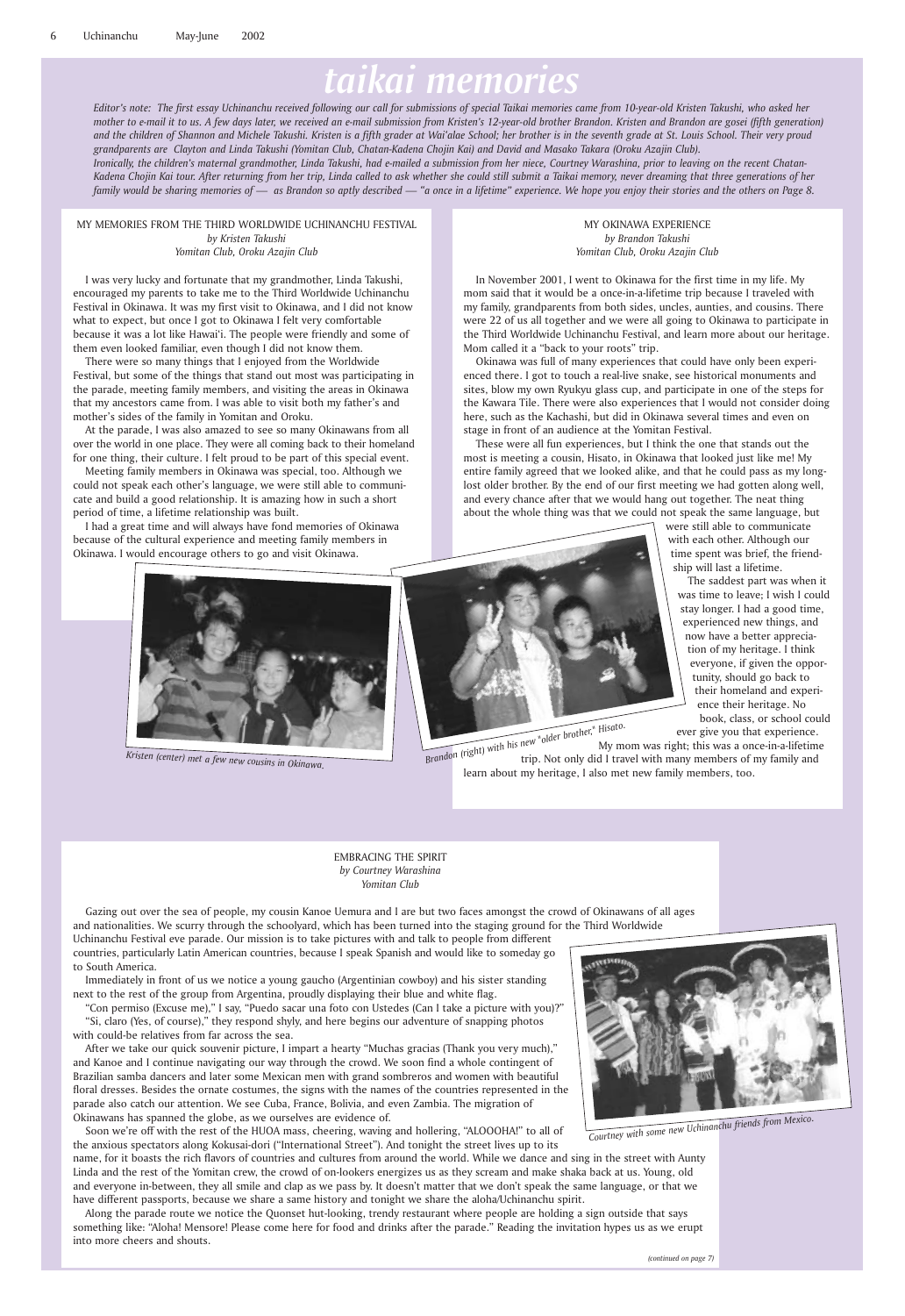# taikai memories

*Editor's note: The first essay Uchinanchu received following our call for submissions of special Taikai memories came from 10-year-old Kristen Takushi, who asked her mother to e-mail it to us. A few days later, we received an e-mail submission from Kristen's 12-year-old brother Brandon. Kristen and Brandon are gosei (fifth generation) and the children of Shannon and Michele Takushi. Kristen is a fifth grader at Wai'alae School; her brother is in the seventh grade at St. Louis School. Their very proud grandparents are Clayton and Linda Takushi (Yomitan Club, Chatan-Kadena Chojin Kai) and David and Masako Takara (Oroku Azajin Club).*

*Ironically, the children's maternal grandmother, Linda Takushi, had e-mailed a submission from her niece, Courtney Warashina, prior to leaving on the recent Chatan-Kadena Chojin Kai tour. After returning from her trip, Linda called to ask whether she could still submit a Taikai memory, never dreaming that three generations of her family would be sharing memories of — as Brandon so aptly described — "a once in a lifetime" experience. We hope you enjoy their stories and the others on Page 8.*

## MY MEMORIES FROM THE THIRD WORLDWIDE UCHINANCHU FESTIVAL

*by Kristen Takushi*
*Yomitan Club, Oroku Azajin Club*

I was very lucky and fortunate that my grandmother, Linda Takushi, encouraged my parents to take me to the Third Worldwide Uchinanchu Festival in Okinawa. It was my first visit to Okinawa, and I did not know what to expect, but once I got to Okinawa I felt very comfortable because it was a lot like Hawai'i. The people were friendly and some of them even looked familiar, even though I did not know them.

There were so many things that I enjoyed from the Worldwide Festival, but some of the things that stand out most was participating in the parade, meeting family members, and visiting the areas in Okinawa that my ancestors came from. I was able to visit both my father's and mother's sides of the family in Yomitan and Oroku.

At the parade, I was also amazed to see so many Okinawans from all over the world in one place. They were all coming back to their homeland for one thing, their culture. I felt proud to be part of this special event.

Meeting family members in Okinawa was special, too. Although we could not speak each other's language, we were still able to communicate and build a good relationship. It is amazing how in such a short period of time, a lifetime relationship was built.

I had a great time and will always have fond memories of Okinawa because of the cultural experience and meeting family members in Okinawa. I would encourage others to go and visit Okinawa.

*Kristen (center) met a few new cousins in Okinawa.*

## MY OKINAWA EXPERIENCE

*by Brandon Takushi*
*Yomitan Club, Oroku Azajin Club*

In November 2001, I went to Okinawa for the first time in my life. My mom said that it would be a once-in-a-lifetime trip because I traveled with my family, grandparents from both sides, uncles, aunties, and cousins. There were 22 of us all together and we were all going to Okinawa to participate in the Third Worldwide Uchinanchu Festival, and learn more about our heritage. Mom called it a "back to your roots" trip.

Okinawa was full of many experiences that could have only been experienced there. I got to touch a real-live snake, see historical monuments and sites, blow my own Ryukyu glass cup, and participate in one of the steps for the Kawara Tile. There were also experiences that I would not consider doing here, such as the Kachashi, but did in Okinawa several times and even on stage in front of an audience at the Yomitan Festival.

These were all fun experiences, but I think the one that stands out the most is meeting a cousin, Hisato, in Okinawa that looked just like me! My entire family agreed that we looked alike, and that he could pass as my long-lost older brother. By the end of our first meeting we had gotten along well, and every chance after that we would hang out together. The neat thing about the whole thing was that we could not speak the same language, but were still able to communicate with each other. Although our time spent was brief, the friendship will last a lifetime.

The saddest part was when it was time to leave; I wish I could stay longer. I had a good time, experienced new things, and now have a better appreciation of my heritage. I think everyone, if given the opportunity, should go back to their homeland and experience their heritage. No book, class, or school could ever give you that experience.

My mom was right; this was a once-in-a-lifetime trip. Not only did I travel with many members of my family and learn about my heritage, I also met new family members, too.

*Brandon (right) with his new "older brother," Hisato.*

## EMBRACING THE SPIRIT

*by Courtney Warashina*
*Yomitan Club*

Gazing out over the sea of people, my cousin Kanoe Uemura and I are but two faces amongst the crowd of Okinawans of all ages and nationalities. We scurry through the schoolyard, which has been turned into the staging ground for the Third Worldwide Uchinanchu Festival eve parade. Our mission is to take pictures with and talk to people from different countries, particularly Latin American countries, because I speak Spanish and would like to someday go to South America.

Immediately in front of us we notice a young gaucho (Argentinian cowboy) and his sister standing next to the rest of the group from Argentina, proudly displaying their blue and white flag.

"Con permiso (Excuse me)," I say, "Puedo sacar una foto con Ustedes (Can I take a picture with you)?"

"Si, claro (Yes, of course)," they respond shyly, and here begins our adventure of snapping photos with could-be relatives from far across the sea.

After we take our quick souvenir picture, I impart a hearty "Muchas gracias (Thank you very much)," and Kanoe and I continue navigating our way through the crowd. We soon find a whole contingent of Brazilian samba dancers and later some Mexican men with grand sombreros and women with beautiful floral dresses. Besides the ornate costumes, the signs with the names of the countries represented in the parade also catch our attention. We see Cuba, France, Bolivia, and even Zambia. The migration of Okinawans has spanned the globe, as we ourselves are evidence of.

Soon we're off with the rest of the HUOA mass, cheering, waving and hollering, "ALOOOHA!" to all of the anxious spectators along Kokusai-dori ("International Street"). And tonight the street lives up to its name, for it boasts the rich flavors of countries and cultures from around the world. While we dance and sing in the street with Aunty Linda and the rest of the Yomitan crew, the crowd of on-lookers energizes us as they scream and make shaka back at us. Young, old and everyone in-between, they all smile and clap as we pass by. It doesn't matter that we don't speak the same language, or that we have different passports, because we share a same history and tonight we share the aloha/Uchinanchu spirit.

Along the parade route we notice the Quonset hut-looking, trendy restaurant where people are holding a sign outside that says something like: "Aloha! Mensore! Please come here for food and drinks after the parade." Reading the invitation hypes us as we erupt into more cheers and shouts.

*Courtney with some new Uchinanchu friends from Mexico.*

*(continued on page 7)*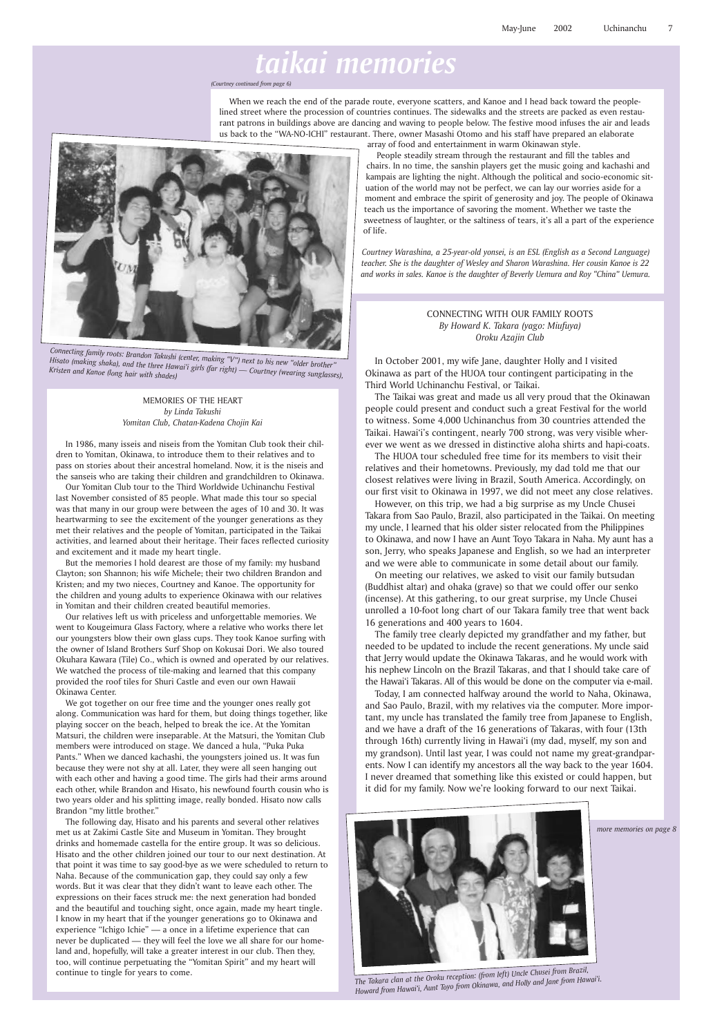# taikai memories

*(Courtney continued from page 6)*

When we reach the end of the parade route, everyone scatters, and Kanoe and I head back toward the people-lined street where the procession of countries continues. The sidewalks and the streets are packed as even restaurant patrons in buildings above are dancing and waving to people below. The festive mood infuses the air and leads us back to the "WA-NO-ICHI" restaurant. There, owner Masashi Otomo and his staff have prepared an elaborate array of food and entertainment in warm Okinawan style.

People steadily stream through the restaurant and fill the tables and chairs. In no time, the sanshin players get the music going and kachashi and kampais are lighting the night. Although the political and socio-economic situation of the world may not be perfect, we can lay our worries aside for a moment and embrace the spirit of generosity and joy. The people of Okinawa teach us the importance of savoring the moment. Whether we taste the sweetness of laughter, or the saltiness of tears, it's all a part of the experience of life.

*Courtney Warashina, a 25-year-old yonsei, is an ESL (English as a Second Language) teacher. She is the daughter of Wesley and Sharon Warashina. Her cousin Kanoe is 22 and works in sales. Kanoe is the daughter of Beverly Uemura and Roy "China" Uemura.*

*Connecting family roots: Brandon Takushi (center, making "V") next to his new "older brother" Hisato (making shaka), and the three Hawai'i girls (far right) — Courtney (wearing sunglasses), Kristen and Kanoe (long hair with shades)*

## MEMORIES OF THE HEART

*by Linda Takushi*
*Yomitan Club, Chatan-Kadena Chojin Kai*

In 1986, many isseis and niseis from the Yomitan Club took their children to Yomitan, Okinawa, to introduce them to their relatives and to pass on stories about their ancestral homeland. Now, it is the niseis and the sanseis who are taking their children and grandchildren to Okinawa.

Our Yomitan Club tour to the Third Worldwide Uchinanchu Festival last November consisted of 85 people. What made this tour so special was that many in our group were between the ages of 10 and 30. It was heartwarming to see the excitement of the younger generations as they met their relatives and the people of Yomitan, participated in the Taikai activities, and learned about their heritage. Their faces reflected curiosity and excitement and it made my heart tingle.

But the memories I hold dearest are those of my family: my husband Clayton; son Shannon; his wife Michele; their two children Brandon and Kristen; and my two nieces, Courtney and Kanoe. The opportunity for the children and young adults to experience Okinawa with our relatives in Yomitan and their children created beautiful memories.

Our relatives left us with priceless and unforgettable memories. We went to Kougeimura Glass Factory, where a relative who works there let our youngsters blow their own glass cups. They took Kanoe surfing with the owner of Island Brothers Surf Shop on Kokusai Dori. We also toured Okuhara Kawara (Tile) Co., which is owned and operated by our relatives. We watched the process of tile-making and learned that this company provided the roof tiles for Shuri Castle and even our own Hawaii Okinawa Center.

We got together on our free time and the younger ones really got along. Communication was hard for them, but doing things together, like playing soccer on the beach, helped to break the ice. At the Yomitan Matsuri, the children were inseparable. At the Matsuri, the Yomitan Club members were introduced on stage. We danced a hula, "Puka Puka Pants." When we danced kachashi, the youngsters joined us. It was fun because they were not shy at all. Later, they were all seen hanging out with each other and having a good time. The girls had their arms around each other, while Brandon and Hisato, his newfound fourth cousin who is two years older and his splitting image, really bonded. Hisato now calls Brandon "my little brother."

The following day, Hisato and his parents and several other relatives met us at Zakimi Castle Site and Museum in Yomitan. They brought drinks and homemade castella for the entire group. It was so delicious. Hisato and the other children joined our tour to our next destination. At that point it was time to say good-bye as we were scheduled to return to Naha. Because of the communication gap, they could say only a few words. But it was clear that they didn't want to leave each other. The expressions on their faces struck me: the next generation had bonded and the beautiful and touching sight, once again, made my heart tingle. I know in my heart that if the younger generations go to Okinawa and experience "Ichigo Ichie" — a once in a lifetime experience that can never be duplicated — they will feel the love we all share for our homeland and, hopefully, will take a greater interest in our club. Then they, too, will continue perpetuating the "Yomitan Spirit" and my heart will continue to tingle for years to come.

## CONNECTING WITH OUR FAMILY ROOTS

*By Howard K. Takara (yago: Miufuya)*
*Oroku Azajin Club*

In October 2001, my wife Jane, daughter Holly and I visited Okinawa as part of the HUOA tour contingent participating in the Third World Uchinanchu Festival, or Taikai.

The Taikai was great and made us all very proud that the Okinawan people could present and conduct such a great Festival for the world to witness. Some 4,000 Uchinanchus from 30 countries attended the Taikai. Hawai'i's contingent, nearly 700 strong, was very visible wherever we went as we dressed in distinctive aloha shirts and hapi-coats.

The HUOA tour scheduled free time for its members to visit their relatives and their hometowns. Previously, my dad told me that our closest relatives were living in Brazil, South America. Accordingly, on our first visit to Okinawa in 1997, we did not meet any close relatives.

However, on this trip, we had a big surprise as my Uncle Chusei Takara from Sao Paulo, Brazil, also participated in the Taikai. On meeting my uncle, I learned that his older sister relocated from the Philippines to Okinawa, and now I have an Aunt Toyo Takara in Naha. My aunt has a son, Jerry, who speaks Japanese and English, so we had an interpreter and we were able to communicate in some detail about our family.

On meeting our relatives, we asked to visit our family butsudan (Buddhist altar) and ohaka (grave) so that we could offer our senko (incense). At this gathering, to our great surprise, my Uncle Chusei unrolled a 10-foot long chart of our Takara family tree that went back 16 generations and 400 years to 1604.

The family tree clearly depicted my grandfather and my father, but needed to be updated to include the recent generations. My uncle said that Jerry would update the Okinawa Takaras, and he would work with his nephew Lincoln on the Brazil Takaras, and that I should take care of the Hawai'i Takaras. All of this would be done on the computer via e-mail.

Today, I am connected halfway around the world to Naha, Okinawa, and Sao Paulo, Brazil, with my relatives via the computer. More important, my uncle has translated the family tree from Japanese to English, and we have a draft of the 16 generations of Takaras, with four (13th through 16th) currently living in Hawai'i (my dad, myself, my son and my grandson). Until last year, I was could not name my great-grandparents. Now I can identify my ancestors all the way back to the year 1604. I never dreamed that something like this existed or could happen, but it did for my family. Now we're looking forward to our next Taikai.

*The Takara clan at the Oroku reception: (from left) Uncle Chusei from Brazil, Howard from Hawai'i, Aunt Toyo from Okinawa, and Holly and Jane from Hawai'i.*

*more memories on page 8*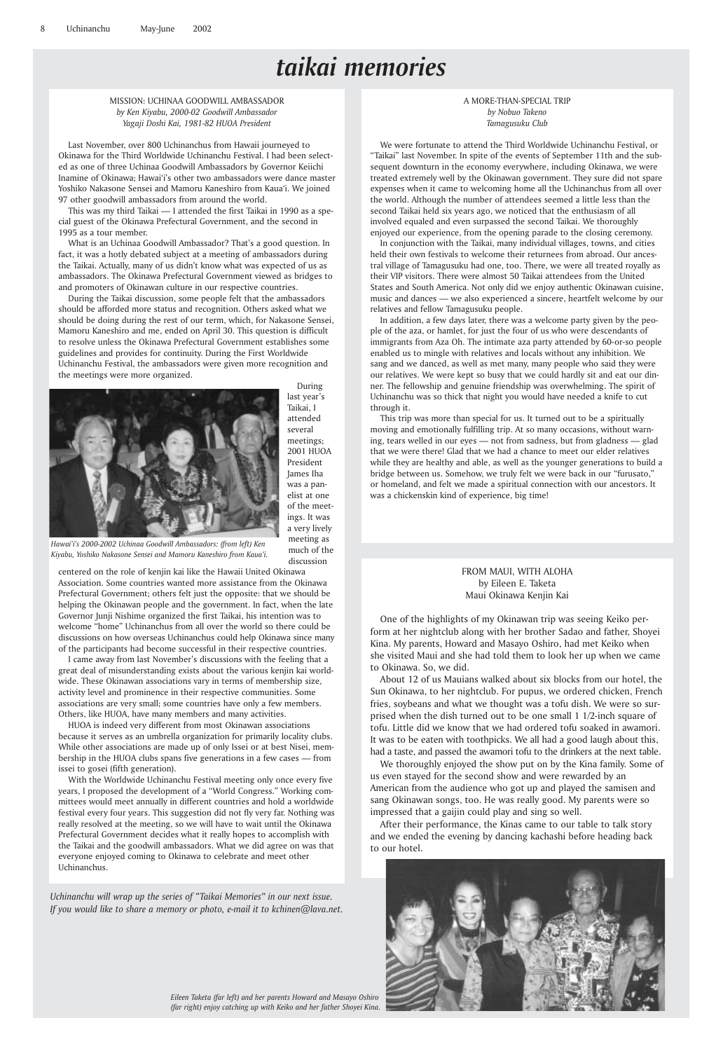# taikai memories

MISSION: UCHINAA GOODWILL AMBASSADOR
*by Ken Kiyabu, 2000-02 Goodwill Ambassador*
*Yagaji Doshi Kai, 1981-82 HUOA President*

Last November, over 800 Uchinanchus from Hawaii journeyed to Okinawa for the Third Worldwide Uchinanchu Festival. I had been selected as one of three Uchinaa Goodwill Ambassadors by Governor Keiichi Inamine of Okinawa; Hawai'i's other two ambassadors were dance master Yoshiko Nakasone Sensei and Mamoru Kaneshiro from Kaua'i. We joined 97 other goodwill ambassadors from around the world.

This was my third Taikai — I attended the first Taikai in 1990 as a special guest of the Okinawa Prefectural Government, and the second in 1995 as a tour member.

What is an Uchinaa Goodwill Ambassador? That's a good question. In fact, it was a hotly debated subject at a meeting of ambassadors during the Taikai. Actually, many of us didn't know what was expected of us as ambassadors. The Okinawa Prefectural Government viewed as bridges to and promoters of Okinawan culture in our respective countries.

During the Taikai discussion, some people felt that the ambassadors should be afforded more status and recognition. Others asked what we should be doing during the rest of our term, which, for Nakasone Sensei, Mamoru Kaneshiro and me, ended on April 30. This question is difficult to resolve unless the Okinawa Prefectural Government establishes some guidelines and provides for continuity. During the First Worldwide Uchinanchu Festival, the ambassadors were given more recognition and the meetings were more organized.

*Hawai'i's 2000-2002 Uchinaa Goodwill Ambassadors: (from left) Ken Kiyabu, Yoshiko Nakasone Sensei and Mamoru Kaneshiro from Kaua'i.*

During last year's Taikai, I attended several meetings; 2001 HUOA President James Iha was a panelist at one of the meetings. It was a very lively meeting as much of the discussion centered on the role of kenjin kai like the Hawaii United Okinawa Association. Some countries wanted more assistance from the Okinawa Prefectural Government; others felt just the opposite: that we should be helping the Okinawan people and the government. In fact, when the late Governor Junji Nishime organized the first Taikai, his intention was to welcome "home" Uchinanchus from all over the world so there could be discussions on how overseas Uchinanchus could help Okinawa since many of the participants had become successful in their respective countries.

I came away from last November's discussions with the feeling that a great deal of misunderstanding exists about the various kenjin kai worldwide. These Okinawan associations vary in terms of membership size, activity level and prominence in their respective communities. Some associations are very small; some countries have only a few members. Others, like HUOA, have many members and many activities.

HUOA is indeed very different from most Okinawan associations because it serves as an umbrella organization for primarily locality clubs. While other associations are made up of only Issei or at best Nisei, membership in the HUOA clubs spans five generations in a few cases — from issei to gosei (fifth generation).

With the Worldwide Uchinanchu Festival meeting only once every five years, I proposed the development of a "World Congress." Working committees would meet annually in different countries and hold a worldwide festival every four years. This suggestion did not fly very far. Nothing was really resolved at the meeting, so we will have to wait until the Okinawa Prefectural Government decides what it really hopes to accomplish with the Taikai and the goodwill ambassadors. What we did agree on was that everyone enjoyed coming to Okinawa to celebrate and meet other Uchinanchus.

*Uchinanchu will wrap up the series of "Taikai Memories" in our next issue. If you would like to share a memory or photo, e-mail it to kchinen@lava.net.*

A MORE-THAN-SPECIAL TRIP
*by Nobuo Takeno*
*Tamagusuku Club*

We were fortunate to attend the Third Worldwide Uchinanchu Festival, or "Taikai" last November. In spite of the events of September 11th and the subsequent downturn in the economy everywhere, including Okinawa, we were treated extremely well by the Okinawan government. They sure did not spare expenses when it came to welcoming home all the Uchinanchus from all over the world. Although the number of attendees seemed a little less than the second Taikai held six years ago, we noticed that the enthusiasm of all involved equaled and even surpassed the second Taikai. We thoroughly enjoyed our experience, from the opening parade to the closing ceremony.

In conjunction with the Taikai, many individual villages, towns, and cities held their own festivals to welcome their returnees from abroad. Our ancestral village of Tamagusuku had one, too. There, we were all treated royally as their VIP visitors. There were almost 50 Taikai attendees from the United States and South America. Not only did we enjoy authentic Okinawan cuisine, music and dances — we also experienced a sincere, heartfelt welcome by our relatives and fellow Tamagusuku people.

In addition, a few days later, there was a welcome party given by the people of the aza, or hamlet, for just the four of us who were descendants of immigrants from Aza Oh. The intimate aza party attended by 60-or-so people enabled us to mingle with relatives and locals without any inhibition. We sang and we danced, as well as met many, many people who said they were our relatives. We were kept so busy that we could hardly sit and eat our dinner. The fellowship and genuine friendship was overwhelming. The spirit of Uchinanchu was so thick that night you would have needed a knife to cut through it.

This trip was more than special for us. It turned out to be a spiritually moving and emotionally fulfilling trip. At so many occasions, without warning, tears welled in our eyes — not from sadness, but from gladness — glad that we were there! Glad that we had a chance to meet our elder relatives while they are healthy and able, as well as the younger generations to build a bridge between us. Somehow, we truly felt we were back in our "furusato," or homeland, and felt we made a spiritual connection with our ancestors. It was a chickenskin kind of experience, big time!

FROM MAUI, WITH ALOHA
by Eileen E. Taketa
Maui Okinawa Kenjin Kai

One of the highlights of my Okinawan trip was seeing Keiko perform at her nightclub along with her brother Sadao and father, Shoyei Kina. My parents, Howard and Masayo Oshiro, had met Keiko when she visited Maui and she had told them to look her up when we came to Okinawa. So, we did.

About 12 of us Mauians walked about six blocks from our hotel, the Sun Okinawa, to her nightclub. For pupus, we ordered chicken, French fries, soybeans and what we thought was a tofu dish. We were so surprised when the dish turned out to be one small 1 1/2-inch square of tofu. Little did we know that we had ordered tofu soaked in awamori. It was to be eaten with toothpicks. We all had a good laugh about this, had a taste, and passed the awamori tofu to the drinkers at the next table.

We thoroughly enjoyed the show put on by the Kina family. Some of us even stayed for the second show and were rewarded by an American from the audience who got up and played the samisen and sang Okinawan songs, too. He was really good. My parents were so impressed that a gaijin could play and sing so well.

After their performance, the Kinas came to our table to talk story and we ended the evening by dancing kachashi before heading back to our hotel.

*Eileen Taketa (far left) and her parents Howard and Masayo Oshiro (far right) enjoy catching up with Keiko and her father Shoyei Kina.*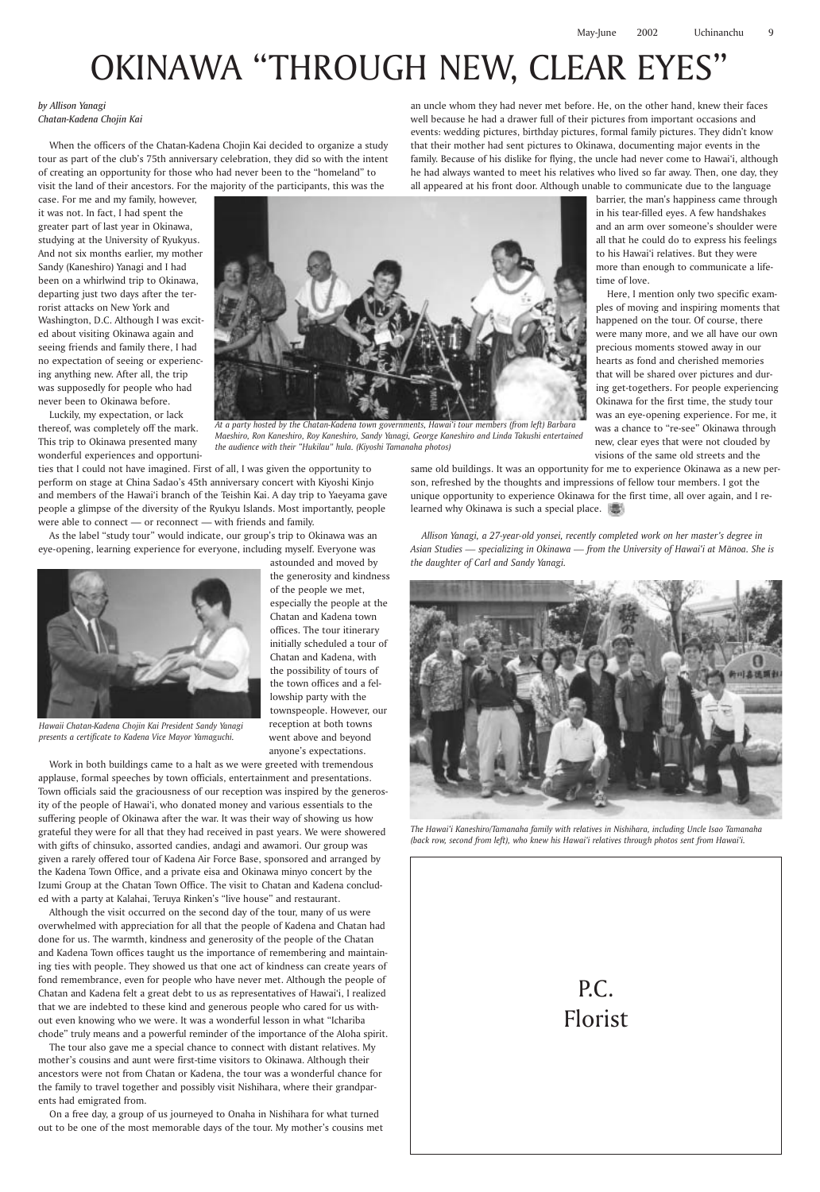# OKINAWA "THROUGH NEW, CLEAR EYES"

*by Allison Yanagi*
*Chatan-Kadena Chojin Kai*

When the officers of the Chatan-Kadena Chojin Kai decided to organize a study tour as part of the club's 75th anniversary celebration, they did so with the intent of creating an opportunity for those who had never been to the "homeland" to visit the land of their ancestors. For the majority of the participants, this was the case. For me and my family, however, it was not. In fact, I had spent the greater part of last year in Okinawa, studying at the University of Ryukyus. And not six months earlier, my mother Sandy (Kaneshiro) Yanagi and I had been on a whirlwind trip to Okinawa, departing just two days after the terrorist attacks on New York and Washington, D.C. Although I was excited about visiting Okinawa again and seeing friends and family there, I had no expectation of seeing or experiencing anything new. After all, the trip was supposedly for people who had never been to Okinawa before.

Luckily, my expectation, or lack thereof, was completely off the mark. This trip to Okinawa presented many wonderful experiences and opportunities that I could not have imagined. First of all, I was given the opportunity to perform on stage at China Sadao's 45th anniversary concert with Kiyoshi Kinjo and members of the Hawai'i branch of the Teishin Kai. A day trip to Yaeyama gave people a glimpse of the diversity of the Ryukyu Islands. Most importantly, people were able to connect — or reconnect — with friends and family.

*At a party hosted by the Chatan-Kadena town governments, Hawai'i tour members (from left) Barbara Maeshiro, Ron Kaneshiro, Roy Kaneshiro, Sandy Yanagi, George Kaneshiro and Linda Takushi entertained the audience with their "Hukilau" hula. (Kiyoshi Tamanaha photos)*

As the label "study tour" would indicate, our group's trip to Okinawa was an eye-opening, learning experience for everyone, including myself. Everyone was astounded and moved by the generosity and kindness of the people we met, especially the people at the Chatan and Kadena town offices. The tour itinerary initially scheduled a tour of Chatan and Kadena, with the possibility of tours of the town offices and a fellowship party with the townspeople. However, our reception at both towns went above and beyond anyone's expectations.

*Hawaii Chatan-Kadena Chojin Kai President Sandy Yanagi presents a certificate to Kadena Vice Mayor Yamaguchi.*

Work in both buildings came to a halt as we were greeted with tremendous applause, formal speeches by town officials, entertainment and presentations. Town officials said the graciousness of our reception was inspired by the generosity of the people of Hawai'i, who donated money and various essentials to the suffering people of Okinawa after the war. It was their way of showing us how grateful they were for all that they had received in past years. We were showered with gifts of chinsuko, assorted candies, andagi and awamori. Our group was given a rarely offered tour of Kadena Air Force Base, sponsored and arranged by the Kadena Town Office, and a private eisa and Okinawa minyo concert by the Izumi Group at the Chatan Town Office. The visit to Chatan and Kadena concluded with a party at Kalahai, Teruya Rinken's "live house" and restaurant.

Although the visit occurred on the second day of the tour, many of us were overwhelmed with appreciation for all that the people of Kadena and Chatan had done for us. The warmth, kindness and generosity of the people of the Chatan and Kadena Town offices taught us the importance of remembering and maintaining ties with people. They showed us that one act of kindness can create years of fond remembrance, even for people who have never met. Although the people of Chatan and Kadena felt a great debt to us as representatives of Hawai'i, I realized that we are indebted to these kind and generous people who cared for us without even knowing who we were. It was a wonderful lesson in what "Ichariba chode" truly means and a powerful reminder of the importance of the Aloha spirit.

The tour also gave me a special chance to connect with distant relatives. My mother's cousins and aunt were first-time visitors to Okinawa. Although their ancestors were not from Chatan or Kadena, the tour was a wonderful chance for the family to travel together and possibly visit Nishihara, where their grandparents had emigrated from.

On a free day, a group of us journeyed to Onaha in Nishihara for what turned out to be one of the most memorable days of the tour. My mother's cousins met an uncle whom they had never met before. He, on the other hand, knew their faces well because he had a drawer full of their pictures from important occasions and events: wedding pictures, birthday pictures, formal family pictures. They didn't know that their mother had sent pictures to Okinawa, documenting major events in the family. Because of his dislike for flying, the uncle had never come to Hawai'i, although he had always wanted to meet his relatives who lived so far away. Then, one day, they all appeared at his front door. Although unable to communicate due to the language barrier, the man's happiness came through in his tear-filled eyes. A few handshakes and an arm over someone's shoulder were all that he could do to express his feelings to his Hawai'i relatives. But they were more than enough to communicate a lifetime of love.

Here, I mention only two specific examples of moving and inspiring moments that happened on the tour. Of course, there were many more, and we all have our own precious moments stowed away in our hearts as fond and cherished memories that will be shared over pictures and during get-togethers. For people experiencing Okinawa for the first time, the study tour was an eye-opening experience. For me, it was a chance to "re-see" Okinawa through new, clear eyes that were not clouded by visions of the same old streets and the same old buildings. It was an opportunity for me to experience Okinawa as a new person, refreshed by the thoughts and impressions of fellow tour members. I got the unique opportunity to experience Okinawa for the first time, all over again, and I relearned why Okinawa is such a special place.

*Allison Yanagi, a 27-year-old yonsei, recently completed work on her master's degree in Asian Studies — specializing in Okinawa — from the University of Hawai'i at Mānoa. She is the daughter of Carl and Sandy Yanagi.*

*The Hawai'i Kaneshiro/Tamanaha family with relatives in Nishihara, including Uncle Isao Tamanaha (back row, second from left), who knew his Hawai'i relatives through photos sent from Hawai'i.*

P.C.
Florist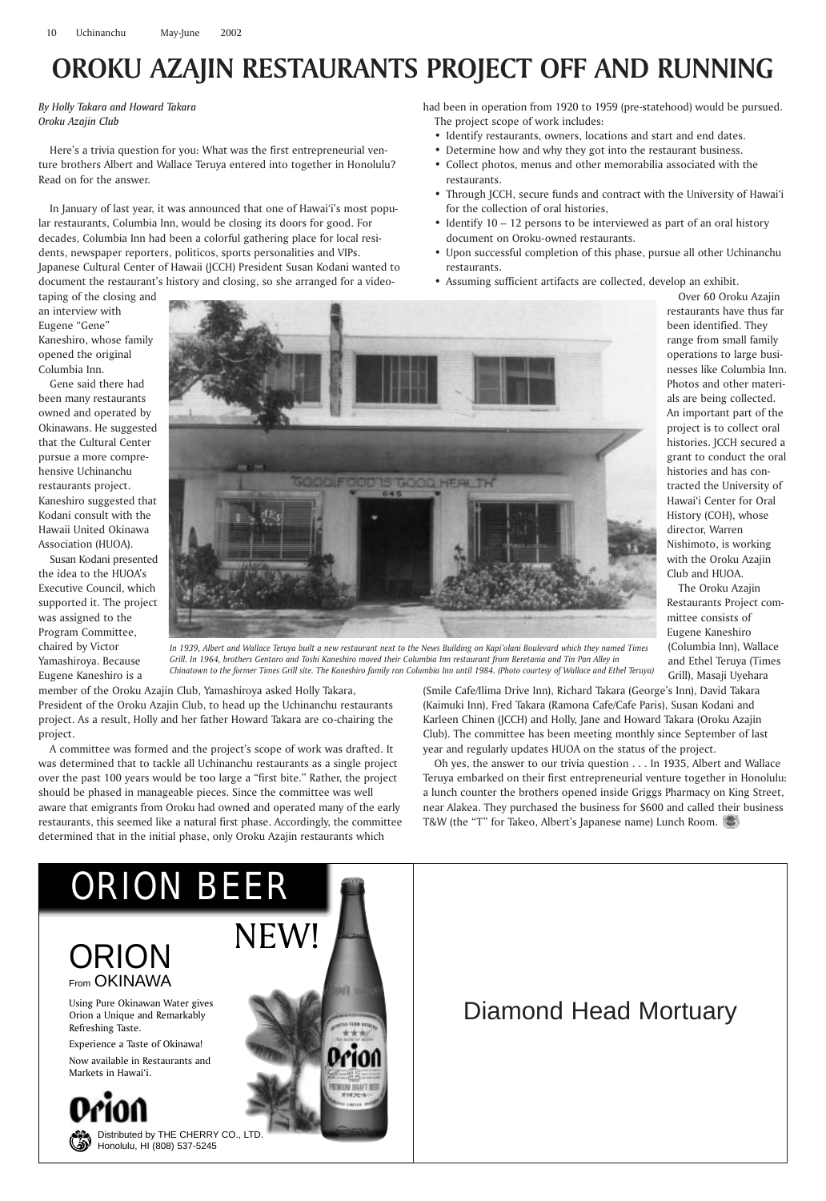# OROKU AZAJIN RESTAURANTS PROJECT OFF AND RUNNING

*By Holly Takara and Howard Takara*
*Oroku Azajin Club*

Here's a trivia question for you: What was the first entrepreneurial venture brothers Albert and Wallace Teruya entered into together in Honolulu? Read on for the answer.

In January of last year, it was announced that one of Hawai'i's most popular restaurants, Columbia Inn, would be closing its doors for good. For decades, Columbia Inn had been a colorful gathering place for local residents, newspaper reporters, politicos, sports personalities and VIPs. Japanese Cultural Center of Hawaii (JCCH) President Susan Kodani wanted to document the restaurant's history and closing, so she arranged for a videotaping of the closing and an interview with Eugene "Gene" Kaneshiro, whose family opened the original Columbia Inn.

Gene said there had been many restaurants owned and operated by Okinawans. He suggested that the Cultural Center pursue a more comprehensive Uchinanchu restaurants project. Kaneshiro suggested that Kodani consult with the Hawaii United Okinawa Association (HUOA).

Susan Kodani presented the idea to the HUOA's Executive Council, which supported it. The project was assigned to the Program Committee, chaired by Victor Yamashiroya. Because Eugene Kaneshiro is a member of the Oroku Azajin Club, Yamashiroya asked Holly Takara, President of the Oroku Azajin Club, to head up the Uchinanchu restaurants project. As a result, Holly and her father Howard Takara are co-chairing the project.

A committee was formed and the project's scope of work was drafted. It was determined that to tackle all Uchinanchu restaurants as a single project over the past 100 years would be too large a "first bite." Rather, the project should be phased in manageable pieces. Since the committee was well aware that emigrants from Oroku had owned and operated many of the early restaurants, this seemed like a natural first phase. Accordingly, the committee determined that in the initial phase, only Oroku Azajin restaurants which had been in operation from 1920 to 1959 (pre-statehood) would be pursued.

The project scope of work includes:

- Identify restaurants, owners, locations and start and end dates.
- Determine how and why they got into the restaurant business.
- Collect photos, menus and other memorabilia associated with the restaurants.
- Through JCCH, secure funds and contract with the University of Hawai'i for the collection of oral histories,
- Identify 10 – 12 persons to be interviewed as part of an oral history document on Oroku-owned restaurants.
- Upon successful completion of this phase, pursue all other Uchinanchu restaurants.
- Assuming sufficient artifacts are collected, develop an exhibit.

*In 1939, Albert and Wallace Teruya built a new restaurant next to the News Building on Kapi'olani Boulevard which they named Times Grill. In 1964, brothers Gentaro and Toshi Kaneshiro moved their Columbia Inn restaurant from Beretania and Tin Pan Alley in Chinatown to the former Times Grill site. The Kaneshiro family ran Columbia Inn until 1984. (Photo courtesy of Wallace and Ethel Teruya)*

Over 60 Oroku Azajin restaurants have thus far been identified. They range from small family operations to large businesses like Columbia Inn. Photos and other materials are being collected. An important part of the project is to collect oral histories. JCCH secured a grant to conduct the oral histories and has contracted the University of Hawai'i Center for Oral History (COH), whose director, Warren Nishimoto, is working with the Oroku Azajin Club and HUOA.

The Oroku Azajin Restaurants Project committee consists of Eugene Kaneshiro (Columbia Inn), Wallace and Ethel Teruya (Times Grill), Masaji Uyehara (Smile Cafe/Ilima Drive Inn), Richard Takara (George's Inn), David Takara (Kaimuki Inn), Fred Takara (Ramona Cafe/Cafe Paris), Susan Kodani and Karleen Chinen (JCCH) and Holly, Jane and Howard Takara (Oroku Azajin Club). The committee has been meeting monthly since September of last year and regularly updates HUOA on the status of the project.

Oh yes, the answer to our trivia question . . . In 1935, Albert and Wallace Teruya embarked on their first entrepreneurial venture together in Honolulu: a lunch counter the brothers opened inside Griggs Pharmacy on King Street, near Alakea. They purchased the business for $600 and called their business T&W (the "T" for Takeo, Albert's Japanese name) Lunch Room.

---

**ORION BEER**

NEW!

ORION
From OKINAWA

Using Pure Okinawan Water gives Orion a Unique and Remarkably Refreshing Taste.

Experience a Taste of Okinawa!

Now available in Restaurants and Markets in Hawai'i.

Orion

Distributed by THE CHERRY CO., LTD.
Honolulu, HI (808) 537-5245

---

Diamond Head Mortuary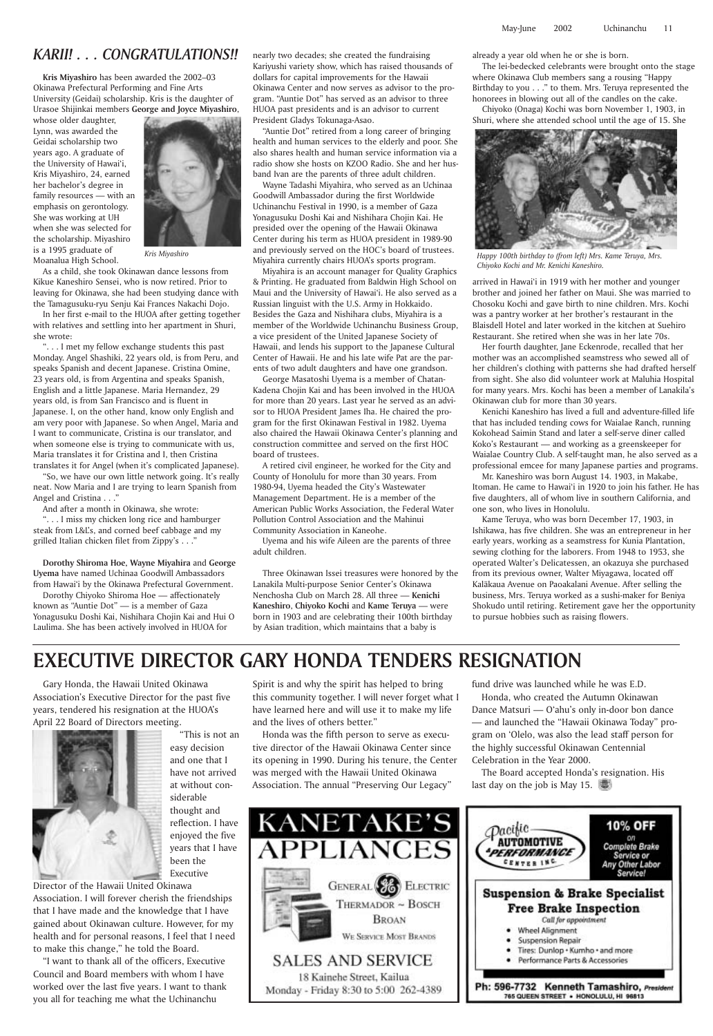## *KARII! . . . CONGRATULATIONS!!*

**Kris Miyashiro** has been awarded the 2002–03 Okinawa Prefectural Performing and Fine Arts University (Geidai) scholarship. Kris is the daughter of Urasoe Shijinkai members **George and Joyce Miyashiro**, whose older daughter, Lynn, was awarded the Geidai scholarship two years ago. A graduate of the University of Hawai'i, Kris Miyashiro, 24, earned her bachelor's degree in family resources — with an emphasis on gerontology. She was working at UH when she was selected for the scholarship. Miyashiro is a 1995 graduate of Moanalua High School.

*Kris Miyashiro*

As a child, she took Okinawan dance lessons from Kikue Kaneshiro Sensei, who is now retired. Prior to leaving for Okinawa, she had been studying dance with the Tamagusuku-ryu Senju Kai Frances Nakachi Dojo.

In her first e-mail to the HUOA after getting together with relatives and settling into her apartment in Shuri, she wrote:

". . . I met my fellow exchange students this past Monday. Angel Shashiki, 22 years old, is from Peru, and speaks Spanish and decent Japanese. Cristina Omine, 23 years old, is from Argentina and speaks Spanish, English and a little Japanese. Maria Hernandez, 29 years old, is from San Francisco and is fluent in Japanese. I, on the other hand, know only English and am very poor with Japanese. So when Angel, Maria and I want to communicate, Cristina is our translator, and when someone else is trying to communicate with us, Maria translates it for Cristina and I, then Cristina translates it for Angel (when it's complicated Japanese).

"So, we have our own little network going. It's really neat. Now Maria and I are trying to learn Spanish from Angel and Cristina . . ."

And after a month in Okinawa, she wrote:

". . . I miss my chicken long rice and hamburger steak from L&L's, and corned beef cabbage and my grilled Italian chicken filet from Zippy's . . ."

**Dorothy Shiroma Hoe**, **Wayne Miyahira** and **George Uyema** have named Uchinaa Goodwill Ambassadors from Hawai'i by the Okinawa Prefectural Government.

Dorothy Chiyoko Shiroma Hoe — affectionately known as "Auntie Dot" — is a member of Gaza Yonagusuku Doshi Kai, Nishihara Chojin Kai and Hui O Laulima. She has been actively involved in HUOA for nearly two decades; she created the fundraising Kariyushi variety show, which has raised thousands of dollars for capital improvements for the Hawaii Okinawa Center and now serves as advisor to the program. "Auntie Dot" has served as an advisor to three HUOA past presidents and is an advisor to current President Gladys Tokunaga-Asao.

"Auntie Dot" retired from a long career of bringing health and human services to the elderly and poor. She also shares health and human service information via a radio show she hosts on KZOO Radio. She and her husband Ivan are the parents of three adult children.

Wayne Tadashi Miyahira, who served as an Uchinaa Goodwill Ambassador during the first Worldwide Uchinanchu Festival in 1990, is a member of Gaza Yonagusuku Doshi Kai and Nishihara Chojin Kai. He presided over the opening of the Hawaii Okinawa Center during his term as HUOA president in 1989-90 and previously served on the HOC's board of trustees. Miyahira currently chairs HUOA's sports program.

Miyahira is an account manager for Quality Graphics & Printing. He graduated from Baldwin High School on Maui and the University of Hawai'i. He also served as a Russian linguist with the U.S. Army in Hokkaido. Besides the Gaza and Nishihara clubs, Miyahira is a member of the Worldwide Uchinanchu Business Group, a vice president of the United Japanese Society of Hawaii, and lends his support to the Japanese Cultural Center of Hawaii. He and his late wife Pat are the parents of two adult daughters and have one grandson.

George Masatoshi Uyema is a member of Chatan-Kadena Chojin Kai and has been involved in the HUOA for more than 20 years. Last year he served as an advisor to HUOA President James Iha. He chaired the program for the first Okinawan Festival in 1982. Uyema also chaired the Hawaii Okinawa Center's planning and construction committee and served on the first HOC board of trustees.

A retired civil engineer, he worked for the City and County of Honolulu for more than 30 years. From 1980-94, Uyema headed the City's Wastewater Management Department. He is a member of the American Public Works Association, the Federal Water Pollution Control Association and the Mahinui Community Association in Kaneohe.

Uyema and his wife Aileen are the parents of three adult children.

Three Okinawan Issei treasures were honored by the Lanakila Multi-purpose Senior Center's Okinawa Nenchosha Club on March 28. All three — **Kenichi Kaneshiro**, **Chiyoko Kochi** and **Kame Teruya** — were born in 1903 and are celebrating their 100th birthday by Asian tradition, which maintains that a baby is already a year old when he or she is born.

The lei-bedecked celebrants were brought onto the stage where Okinawa Club members sang a rousing "Happy Birthday to you . . ." to them. Mrs. Teruya represented the honorees in blowing out all of the candles on the cake.

Chiyoko (Onaga) Kochi was born November 1, 1903, in Shuri, where she attended school until the age of 15. She arrived in Hawai'i in 1919 with her mother and younger brother and joined her father on Maui. She was married to Chosoku Kochi and gave birth to nine children. Mrs. Kochi was a pantry worker at her brother's restaurant in the Blaisdell Hotel and later worked in the kitchen at Suehiro Restaurant. She retired when she was in her late 70s.

*Happy 100th birthday to (from left) Mrs. Kame Teruya, Mrs. Chiyoko Kochi and Mr. Kenichi Kaneshiro.*

Her fourth daughter, Jane Eckenrode, recalled that her mother was an accomplished seamstress who sewed all of her children's clothing with patterns she had drafted herself from sight. She also did volunteer work at Maluhia Hospital for many years. Mrs. Kochi has been a member of Lanakila's Okinawan club for more than 30 years.

Kenichi Kaneshiro has lived a full and adventure-filled life that has included tending cows for Waialae Ranch, running Kokohead Saimin Stand and later a self-serve diner called Koko's Restaurant — and working as a greenskeeper for Waialae Country Club. A self-taught man, he also served as a professional emcee for many Japanese parties and programs.

Mr. Kaneshiro was born August 14. 1903, in Makabe, Itoman. He came to Hawai'i in 1920 to join his father. He has five daughters, all of whom live in southern California, and one son, who lives in Honolulu.

Kame Teruya, who was born December 17, 1903, in Ishikawa, has five children. She was an entrepreneur in her early years, working as a seamstress for Kunia Plantation, sewing clothing for the laborers. From 1948 to 1953, she operated Walter's Delicatessen, an okazuya she purchased from its previous owner, Walter Miyagawa, located off Kalākaua Avenue on Paoakalani Avenue. After selling the business, Mrs. Teruya worked as a sushi-maker for Beniya Shokudo until retiring. Retirement gave her the opportunity to pursue hobbies such as raising flowers.

# EXECUTIVE DIRECTOR GARY HONDA TENDERS RESIGNATION

Gary Honda, the Hawaii United Okinawa Association's Executive Director for the past five years, tendered his resignation at the HUOA's April 22 Board of Directors meeting.

"This is not an easy decision and one that I have not arrived at without considerable thought and reflection. I have enjoyed the five years that I have been the Executive Director of the Hawaii United Okinawa Association. I will forever cherish the friendships that I have made and the knowledge that I have gained about Okinawan culture. However, for my health and for personal reasons, I feel that I need to make this change," he told the Board.

"I want to thank all of the officers, Executive Council and Board members with whom I have worked over the last five years. I want to thank you all for teaching me what the Uchinanchu Spirit is and why the spirit has helped to bring this community together. I will never forget what I have learned here and will use it to make my life and the lives of others better."

Honda was the fifth person to serve as executive director of the Hawaii Okinawa Center since its opening in 1990. During his tenure, the Center was merged with the Hawaii United Okinawa Association. The annual "Preserving Our Legacy" fund drive was launched while he was E.D.

Honda, who created the Autumn Okinawan Dance Matsuri — O'ahu's only in-door bon dance — and launched the "Hawaii Okinawa Today" program on 'Olelo, was also the lead staff person for the highly successful Okinawan Centennial Celebration in the Year 2000.

The Board accepted Honda's resignation. His last day on the job is May 15.

KANETAKE'S APPLIANCES

GENERAL ELECTRIC
THERMADOR ~ BOSCH
BROAN
WE SERVICE MOST BRANDS

SALES AND SERVICE
18 Kainehe Street, Kailua
Monday - Friday 8:30 to 5:00 262-4389

Pacific AUTOMOTIVE PERFORMANCE CENTER INC.

10% OFF on Complete Brake Service or Any Other Labor Service!

**Suspension & Brake Specialist**
**Free Brake Inspection**
Call for appointment

- Wheel Alignment
- Suspension Repair
- Tires: Dunlop • Kumho • and more
- Performance Parts & Accessories

Ph: 596-7732 Kenneth Tamashiro, President
765 QUEEN STREET • HONOLULU, HI 96813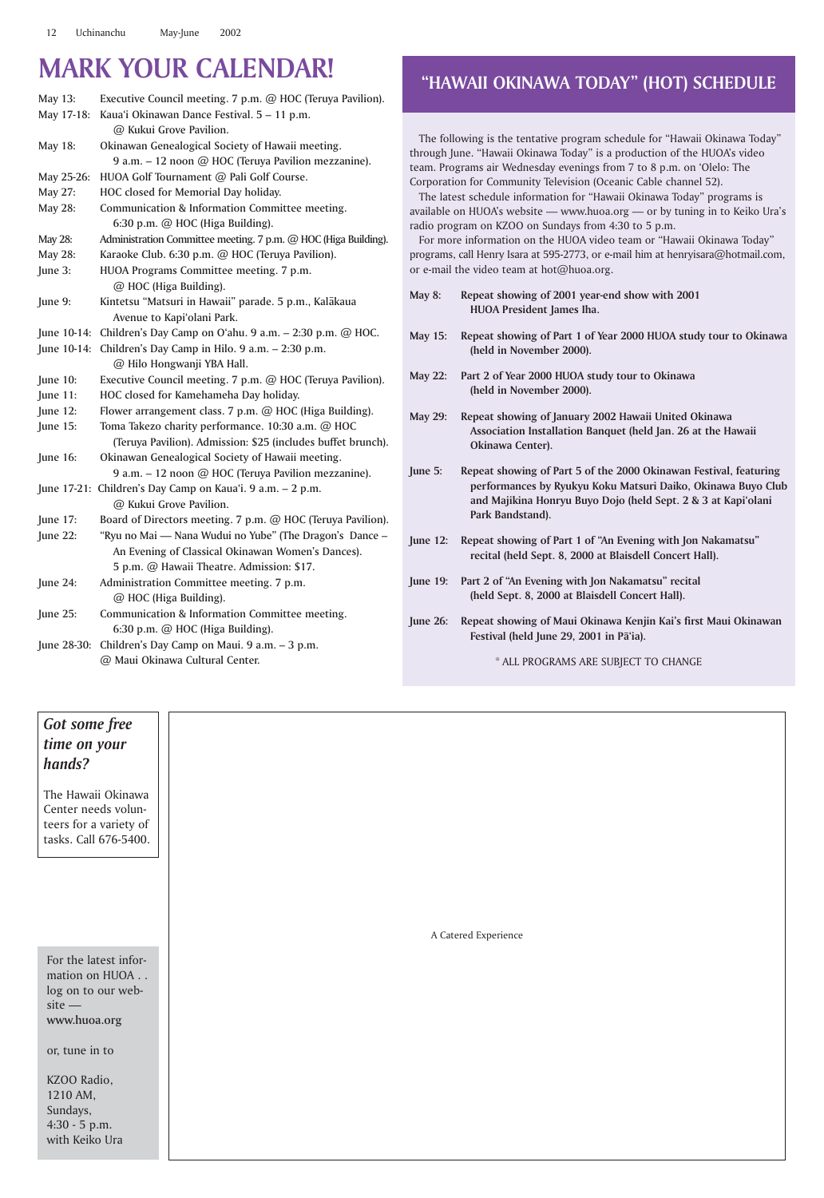# MARK YOUR CALENDAR!

May 13: Executive Council meeting. 7 p.m. @ HOC (Teruya Pavilion).

May 17-18: Kaua'i Okinawan Dance Festival. 5 – 11 p.m. @ Kukui Grove Pavilion.

May 18: Okinawan Genealogical Society of Hawaii meeting. 9 a.m. – 12 noon @ HOC (Teruya Pavilion mezzanine).

May 25-26: HUOA Golf Tournament @ Pali Golf Course.

May 27: HOC closed for Memorial Day holiday.

May 28: Communication & Information Committee meeting. 6:30 p.m. @ HOC (Higa Building).

May 28: Administration Committee meeting. 7 p.m. @ HOC (Higa Building).

May 28: Karaoke Club. 6:30 p.m. @ HOC (Teruya Pavilion).

June 3: HUOA Programs Committee meeting. 7 p.m. @ HOC (Higa Building).

June 9: Kintetsu "Matsuri in Hawaii" parade. 5 p.m., Kalākaua Avenue to Kapi'olani Park.

June 10-14: Children's Day Camp on O'ahu. 9 a.m. – 2:30 p.m. @ HOC.

June 10-14: Children's Day Camp in Hilo. 9 a.m. – 2:30 p.m. @ Hilo Hongwanji YBA Hall.

June 10: Executive Council meeting. 7 p.m. @ HOC (Teruya Pavilion).

June 11: HOC closed for Kamehameha Day holiday.

June 12: Flower arrangement class. 7 p.m. @ HOC (Higa Building).

June 15: Toma Takezo charity performance. 10:30 a.m. @ HOC (Teruya Pavilion). Admission: $25 (includes buffet brunch).

June 16: Okinawan Genealogical Society of Hawaii meeting. 9 a.m. – 12 noon @ HOC (Teruya Pavilion mezzanine).

June 17-21: Children's Day Camp on Kaua'i. 9 a.m. – 2 p.m. @ Kukui Grove Pavilion.

June 17: Board of Directors meeting. 7 p.m. @ HOC (Teruya Pavilion).

June 22: "Ryu no Mai — Nana Wudui no Yube" (The Dragon's Dance – An Evening of Classical Okinawan Women's Dances). 5 p.m. @ Hawaii Theatre. Admission: $17.

June 24: Administration Committee meeting. 7 p.m. @ HOC (Higa Building).

June 25: Communication & Information Committee meeting. 6:30 p.m. @ HOC (Higa Building).

June 28-30: Children's Day Camp on Maui. 9 a.m. – 3 p.m. @ Maui Okinawa Cultural Center.

## "HAWAII OKINAWA TODAY" (HOT) SCHEDULE

The following is the tentative program schedule for "Hawaii Okinawa Today" through June. "Hawaii Okinawa Today" is a production of the HUOA's video team. Programs air Wednesday evenings from 7 to 8 p.m. on 'Olelo: The Corporation for Community Television (Oceanic Cable channel 52).

The latest schedule information for "Hawaii Okinawa Today" programs is available on HUOA's website — www.huoa.org — or by tuning in to Keiko Ura's radio program on KZOO on Sundays from 4:30 to 5 p.m.

For more information on the HUOA video team or "Hawaii Okinawa Today" programs, call Henry Isara at 595-2773, or e-mail him at henryisara@hotmail.com, or e-mail the video team at hot@huoa.org.

**May 8:** **Repeat showing of 2001 year-end show with 2001 HUOA President James Iha.**

**May 15:** **Repeat showing of Part 1 of Year 2000 HUOA study tour to Okinawa (held in November 2000).**

**May 22:** **Part 2 of Year 2000 HUOA study tour to Okinawa (held in November 2000).**

**May 29:** **Repeat showing of January 2002 Hawaii United Okinawa Association Installation Banquet (held Jan. 26 at the Hawaii Okinawa Center).**

**June 5:** **Repeat showing of Part 5 of the 2000 Okinawan Festival, featuring performances by Ryukyu Koku Matsuri Daiko, Okinawa Buyo Club and Majikina Honryu Buyo Dojo (held Sept. 2 & 3 at Kapi'olani Park Bandstand).**

**June 12:** **Repeat showing of Part 1 of "An Evening with Jon Nakamatsu" recital (held Sept. 8, 2000 at Blaisdell Concert Hall).**

**June 19:** **Part 2 of "An Evening with Jon Nakamatsu" recital (held Sept. 8, 2000 at Blaisdell Concert Hall).**

**June 26:** **Repeat showing of Maui Okinawa Kenjin Kai's first Maui Okinawan Festival (held June 29, 2001 in Pā'ia).**

\* ALL PROGRAMS ARE SUBJECT TO CHANGE

### *Got some free time on your hands?*

The Hawaii Okinawa Center needs volunteers for a variety of tasks. Call 676-5400.

A Catered Experience

For the latest information on HUOA . . log on to our website — www.huoa.org

or, tune in to

KZOO Radio, 1210 AM, Sundays, 4:30 - 5 p.m. with Keiko Ura